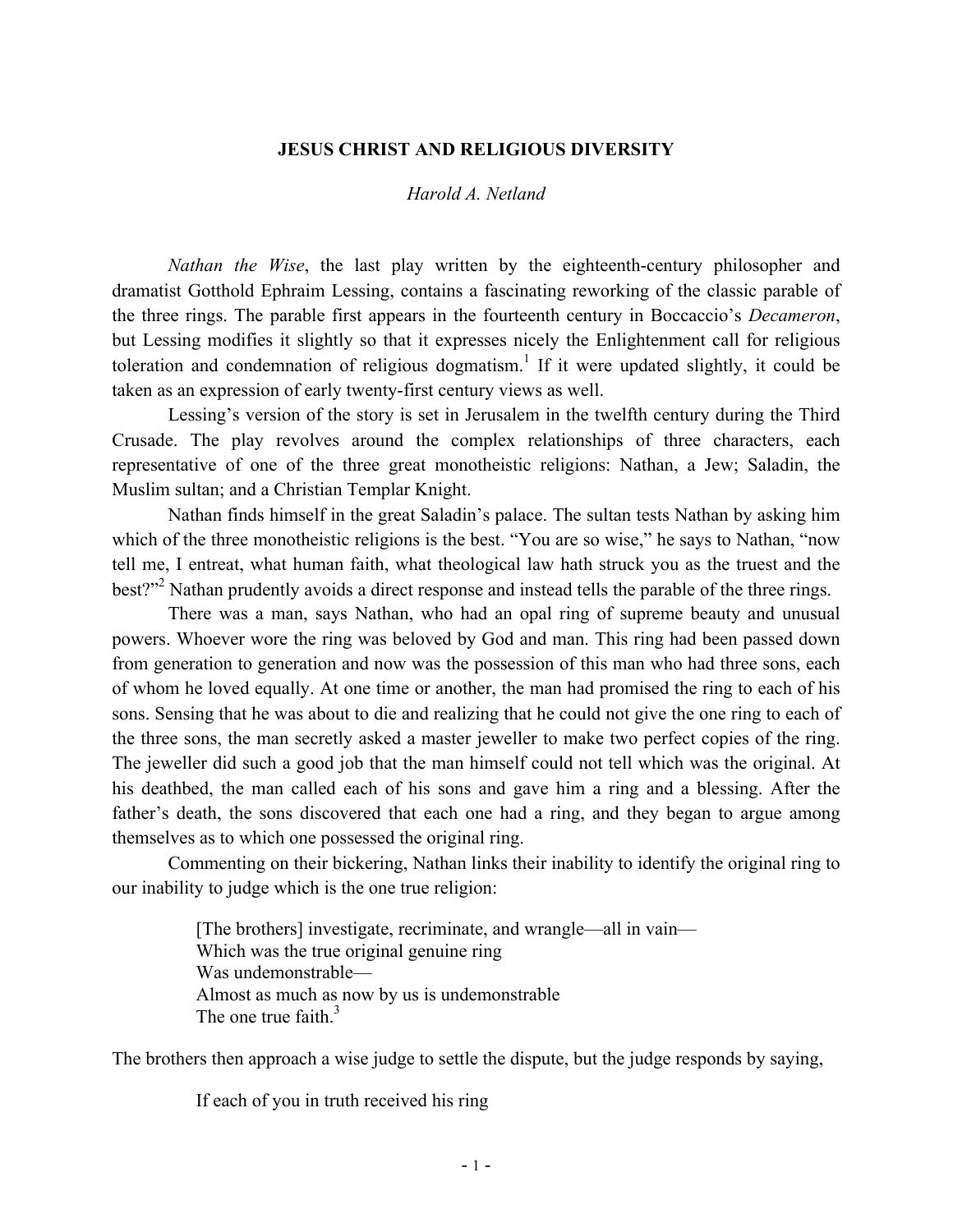# JESUS CHRIST AND RELIGIOUS DIVERSITY

*Harold A. Netland*

*Nathan the Wise*, the last play written by the eighteenth-century philosopher and dramatist Gotthold Ephraim Lessing, contains a fascinating reworking of the classic parable of the three rings. The parable first appears in the fourteenth century in Boccaccio's *Decameron*, but Lessing modifies it slightly so that it expresses nicely the Enlightenment call for religious toleration and condemnation of religious dogmatism.[1] If it were updated slightly, it could be taken as an expression of early twenty-first century views as well.

Lessing's version of the story is set in Jerusalem in the twelfth century during the Third Crusade. The play revolves around the complex relationships of three characters, each representative of one of the three great monotheistic religions: Nathan, a Jew; Saladin, the Muslim sultan; and a Christian Templar Knight.

Nathan finds himself in the great Saladin's palace. The sultan tests Nathan by asking him which of the three monotheistic religions is the best. "You are so wise," he says to Nathan, "now tell me, I entreat, what human faith, what theological law hath struck you as the truest and the best?"[2] Nathan prudently avoids a direct response and instead tells the parable of the three rings.

There was a man, says Nathan, who had an opal ring of supreme beauty and unusual powers. Whoever wore the ring was beloved by God and man. This ring had been passed down from generation to generation and now was the possession of this man who had three sons, each of whom he loved equally. At one time or another, the man had promised the ring to each of his sons. Sensing that he was about to die and realizing that he could not give the one ring to each of the three sons, the man secretly asked a master jeweller to make two perfect copies of the ring. The jeweller did such a good job that the man himself could not tell which was the original. At his deathbed, the man called each of his sons and gave him a ring and a blessing. After the father's death, the sons discovered that each one had a ring, and they began to argue among themselves as to which one possessed the original ring.

Commenting on their bickering, Nathan links their inability to identify the original ring to our inability to judge which is the one true religion:

> [The brothers] investigate, recriminate, and wrangle—all in vain—
> Which was the true original genuine ring
> Was undemonstrable—
> Almost as much as now by us is undemonstrable
> The one true faith.[3]

The brothers then approach a wise judge to settle the dispute, but the judge responds by saying,

> If each of you in truth received his ring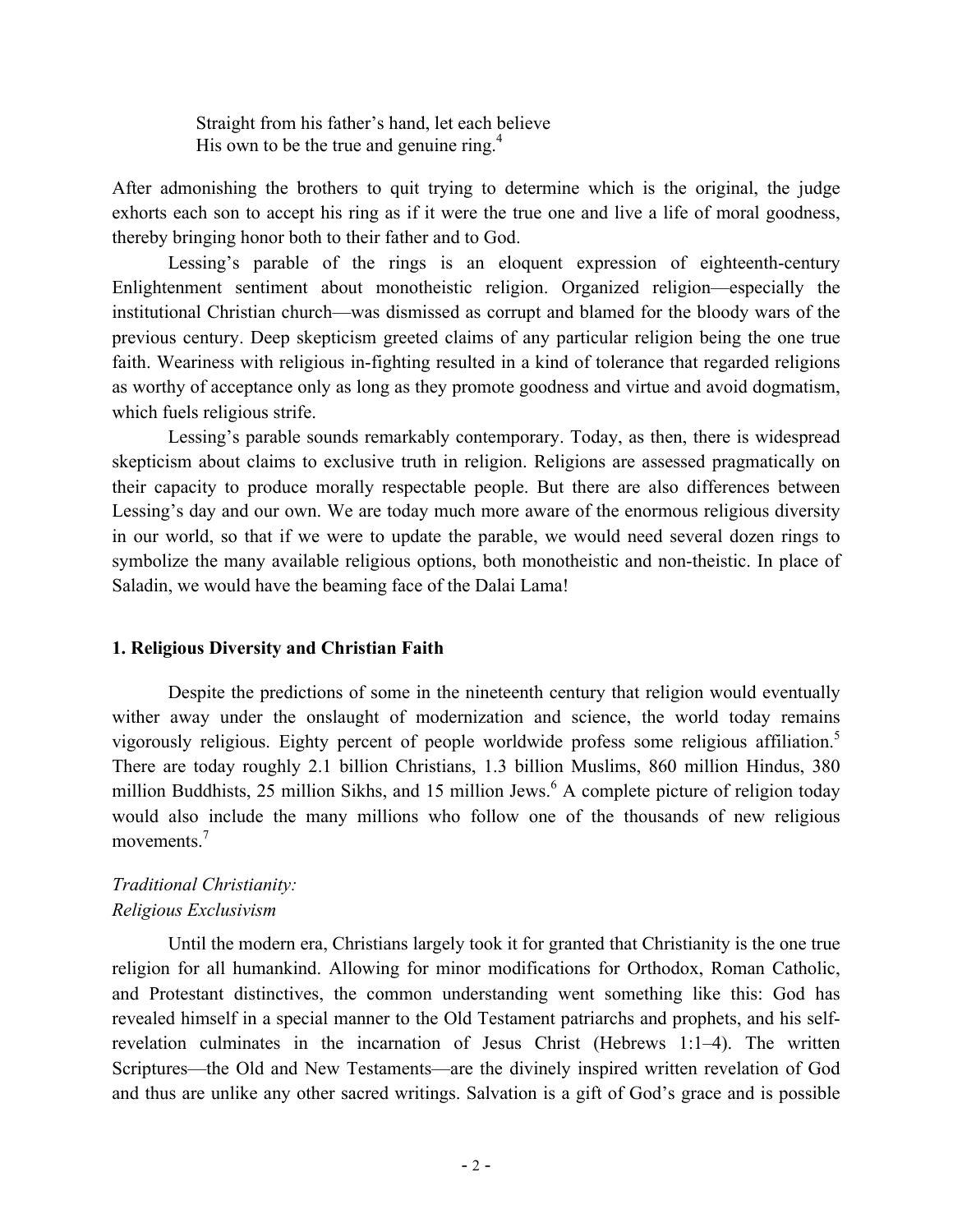> Straight from his father's hand, let each believe
> His own to be the true and genuine ring.[4]

After admonishing the brothers to quit trying to determine which is the original, the judge exhorts each son to accept his ring as if it were the true one and live a life of moral goodness, thereby bringing honor both to their father and to God.

Lessing's parable of the rings is an eloquent expression of eighteenth-century Enlightenment sentiment about monotheistic religion. Organized religion—especially the institutional Christian church—was dismissed as corrupt and blamed for the bloody wars of the previous century. Deep skepticism greeted claims of any particular religion being the one true faith. Weariness with religious in-fighting resulted in a kind of tolerance that regarded religions as worthy of acceptance only as long as they promote goodness and virtue and avoid dogmatism, which fuels religious strife.

Lessing's parable sounds remarkably contemporary. Today, as then, there is widespread skepticism about claims to exclusive truth in religion. Religions are assessed pragmatically on their capacity to produce morally respectable people. But there are also differences between Lessing's day and our own. We are today much more aware of the enormous religious diversity in our world, so that if we were to update the parable, we would need several dozen rings to symbolize the many available religious options, both monotheistic and non-theistic. In place of Saladin, we would have the beaming face of the Dalai Lama!

## 1. Religious Diversity and Christian Faith

Despite the predictions of some in the nineteenth century that religion would eventually wither away under the onslaught of modernization and science, the world today remains vigorously religious. Eighty percent of people worldwide profess some religious affiliation.[5] There are today roughly 2.1 billion Christians, 1.3 billion Muslims, 860 million Hindus, 380 million Buddhists, 25 million Sikhs, and 15 million Jews.[6] A complete picture of religion today would also include the many millions who follow one of the thousands of new religious movements.[7]

### *Traditional Christianity: Religious Exclusivism*

Until the modern era, Christians largely took it for granted that Christianity is the one true religion for all humankind. Allowing for minor modifications for Orthodox, Roman Catholic, and Protestant distinctives, the common understanding went something like this: God has revealed himself in a special manner to the Old Testament patriarchs and prophets, and his self-revelation culminates in the incarnation of Jesus Christ (Hebrews 1:1–4). The written Scriptures—the Old and New Testaments—are the divinely inspired written revelation of God and thus are unlike any other sacred writings. Salvation is a gift of God's grace and is possible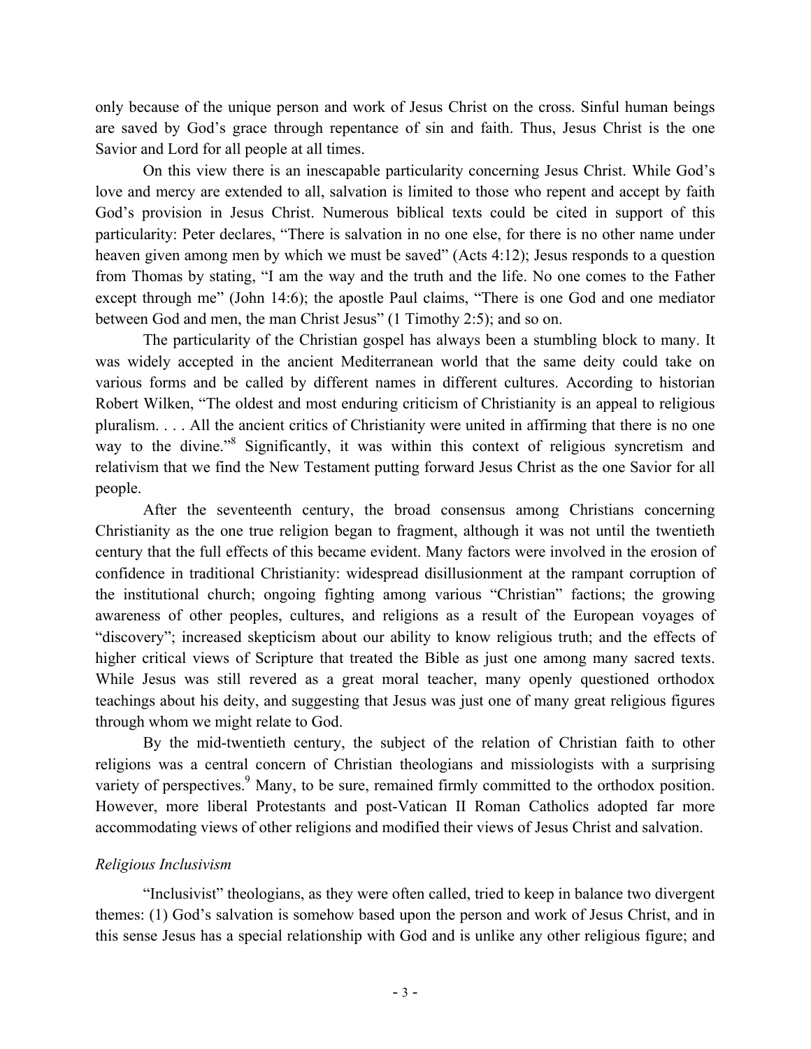only because of the unique person and work of Jesus Christ on the cross. Sinful human beings are saved by God's grace through repentance of sin and faith. Thus, Jesus Christ is the one Savior and Lord for all people at all times.

On this view there is an inescapable particularity concerning Jesus Christ. While God's love and mercy are extended to all, salvation is limited to those who repent and accept by faith God's provision in Jesus Christ. Numerous biblical texts could be cited in support of this particularity: Peter declares, "There is salvation in no one else, for there is no other name under heaven given among men by which we must be saved" (Acts 4:12); Jesus responds to a question from Thomas by stating, "I am the way and the truth and the life. No one comes to the Father except through me" (John 14:6); the apostle Paul claims, "There is one God and one mediator between God and men, the man Christ Jesus" (1 Timothy 2:5); and so on.

The particularity of the Christian gospel has always been a stumbling block to many. It was widely accepted in the ancient Mediterranean world that the same deity could take on various forms and be called by different names in different cultures. According to historian Robert Wilken, "The oldest and most enduring criticism of Christianity is an appeal to religious pluralism. . . . All the ancient critics of Christianity were united in affirming that there is no one way to the divine."[8] Significantly, it was within this context of religious syncretism and relativism that we find the New Testament putting forward Jesus Christ as the one Savior for all people.

After the seventeenth century, the broad consensus among Christians concerning Christianity as the one true religion began to fragment, although it was not until the twentieth century that the full effects of this became evident. Many factors were involved in the erosion of confidence in traditional Christianity: widespread disillusionment at the rampant corruption of the institutional church; ongoing fighting among various "Christian" factions; the growing awareness of other peoples, cultures, and religions as a result of the European voyages of "discovery"; increased skepticism about our ability to know religious truth; and the effects of higher critical views of Scripture that treated the Bible as just one among many sacred texts. While Jesus was still revered as a great moral teacher, many openly questioned orthodox teachings about his deity, and suggesting that Jesus was just one of many great religious figures through whom we might relate to God.

By the mid-twentieth century, the subject of the relation of Christian faith to other religions was a central concern of Christian theologians and missiologists with a surprising variety of perspectives.[9] Many, to be sure, remained firmly committed to the orthodox position. However, more liberal Protestants and post-Vatican II Roman Catholics adopted far more accommodating views of other religions and modified their views of Jesus Christ and salvation.

*Religious Inclusivism*

"Inclusivist" theologians, as they were often called, tried to keep in balance two divergent themes: (1) God's salvation is somehow based upon the person and work of Jesus Christ, and in this sense Jesus has a special relationship with God and is unlike any other religious figure; and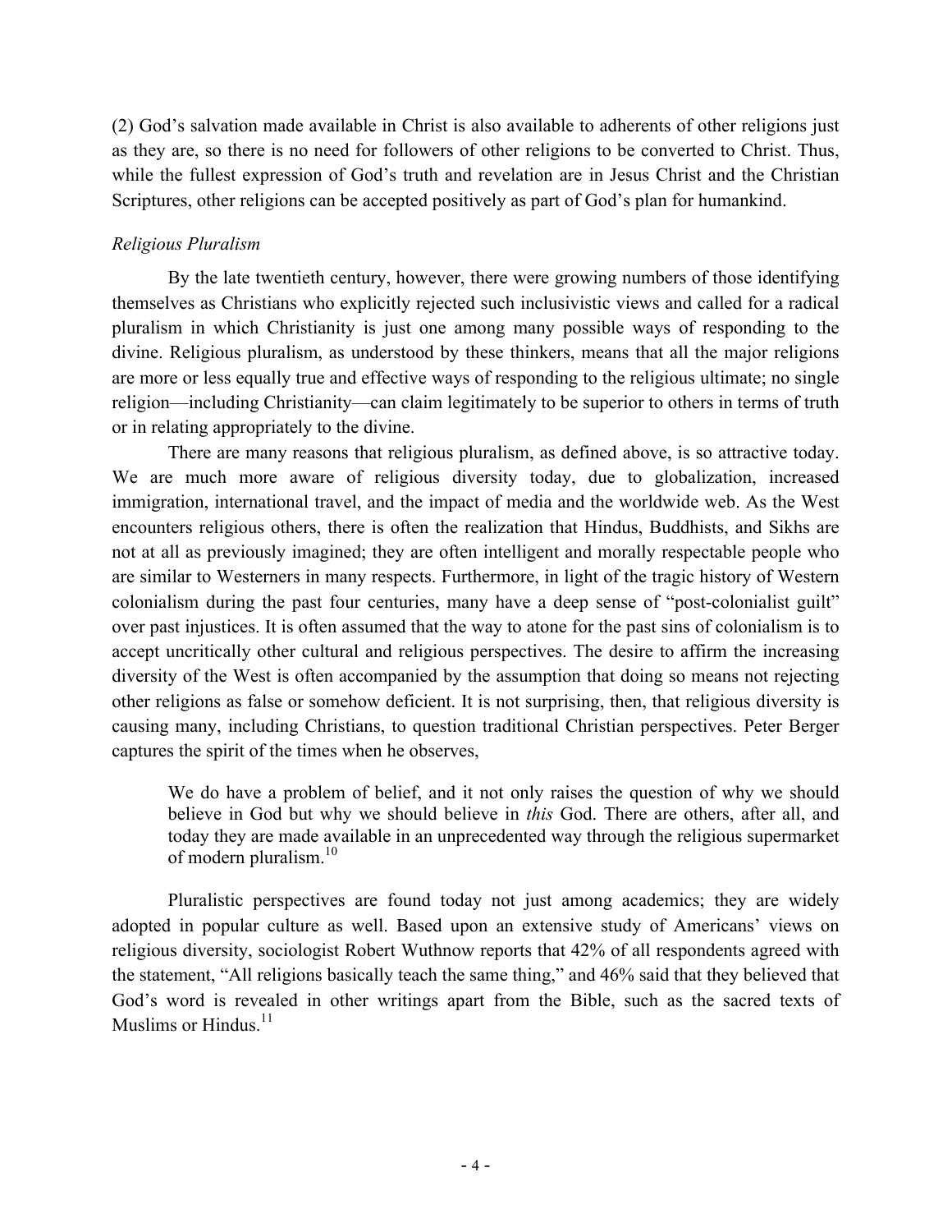(2) God's salvation made available in Christ is also available to adherents of other religions just as they are, so there is no need for followers of other religions to be converted to Christ. Thus, while the fullest expression of God's truth and revelation are in Jesus Christ and the Christian Scriptures, other religions can be accepted positively as part of God's plan for humankind.

*Religious Pluralism*

By the late twentieth century, however, there were growing numbers of those identifying themselves as Christians who explicitly rejected such inclusivistic views and called for a radical pluralism in which Christianity is just one among many possible ways of responding to the divine. Religious pluralism, as understood by these thinkers, means that all the major religions are more or less equally true and effective ways of responding to the religious ultimate; no single religion—including Christianity—can claim legitimately to be superior to others in terms of truth or in relating appropriately to the divine.

There are many reasons that religious pluralism, as defined above, is so attractive today. We are much more aware of religious diversity today, due to globalization, increased immigration, international travel, and the impact of media and the worldwide web. As the West encounters religious others, there is often the realization that Hindus, Buddhists, and Sikhs are not at all as previously imagined; they are often intelligent and morally respectable people who are similar to Westerners in many respects. Furthermore, in light of the tragic history of Western colonialism during the past four centuries, many have a deep sense of "post-colonialist guilt" over past injustices. It is often assumed that the way to atone for the past sins of colonialism is to accept uncritically other cultural and religious perspectives. The desire to affirm the increasing diversity of the West is often accompanied by the assumption that doing so means not rejecting other religions as false or somehow deficient. It is not surprising, then, that religious diversity is causing many, including Christians, to question traditional Christian perspectives. Peter Berger captures the spirit of the times when he observes,

> We do have a problem of belief, and it not only raises the question of why we should believe in God but why we should believe in *this* God. There are others, after all, and today they are made available in an unprecedented way through the religious supermarket of modern pluralism.[10]

Pluralistic perspectives are found today not just among academics; they are widely adopted in popular culture as well. Based upon an extensive study of Americans' views on religious diversity, sociologist Robert Wuthnow reports that 42% of all respondents agreed with the statement, "All religions basically teach the same thing," and 46% said that they believed that God's word is revealed in other writings apart from the Bible, such as the sacred texts of Muslims or Hindus.[11]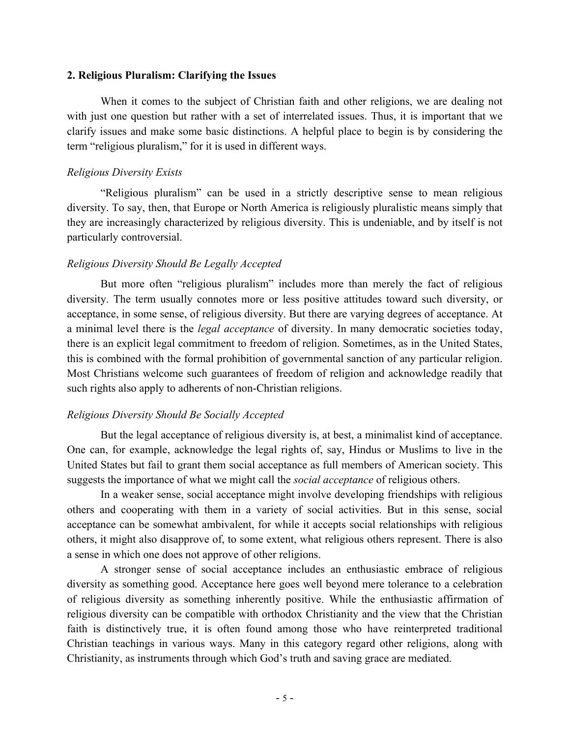## 2. Religious Pluralism: Clarifying the Issues

When it comes to the subject of Christian faith and other religions, we are dealing not with just one question but rather with a set of interrelated issues. Thus, it is important that we clarify issues and make some basic distinctions. A helpful place to begin is by considering the term "religious pluralism," for it is used in different ways.

### *Religious Diversity Exists*

"Religious pluralism" can be used in a strictly descriptive sense to mean religious diversity. To say, then, that Europe or North America is religiously pluralistic means simply that they are increasingly characterized by religious diversity. This is undeniable, and by itself is not particularly controversial.

### *Religious Diversity Should Be Legally Accepted*

But more often "religious pluralism" includes more than merely the fact of religious diversity. The term usually connotes more or less positive attitudes toward such diversity, or acceptance, in some sense, of religious diversity. But there are varying degrees of acceptance. At a minimal level there is the *legal acceptance* of diversity. In many democratic societies today, there is an explicit legal commitment to freedom of religion. Sometimes, as in the United States, this is combined with the formal prohibition of governmental sanction of any particular religion. Most Christians welcome such guarantees of freedom of religion and acknowledge readily that such rights also apply to adherents of non-Christian religions.

### *Religious Diversity Should Be Socially Accepted*

But the legal acceptance of religious diversity is, at best, a minimalist kind of acceptance. One can, for example, acknowledge the legal rights of, say, Hindus or Muslims to live in the United States but fail to grant them social acceptance as full members of American society. This suggests the importance of what we might call the *social acceptance* of religious others.

In a weaker sense, social acceptance might involve developing friendships with religious others and cooperating with them in a variety of social activities. But in this sense, social acceptance can be somewhat ambivalent, for while it accepts social relationships with religious others, it might also disapprove of, to some extent, what religious others represent. There is also a sense in which one does not approve of other religions.

A stronger sense of social acceptance includes an enthusiastic embrace of religious diversity as something good. Acceptance here goes well beyond mere tolerance to a celebration of religious diversity as something inherently positive. While the enthusiastic affirmation of religious diversity can be compatible with orthodox Christianity and the view that the Christian faith is distinctively true, it is often found among those who have reinterpreted traditional Christian teachings in various ways. Many in this category regard other religions, along with Christianity, as instruments through which God's truth and saving grace are mediated.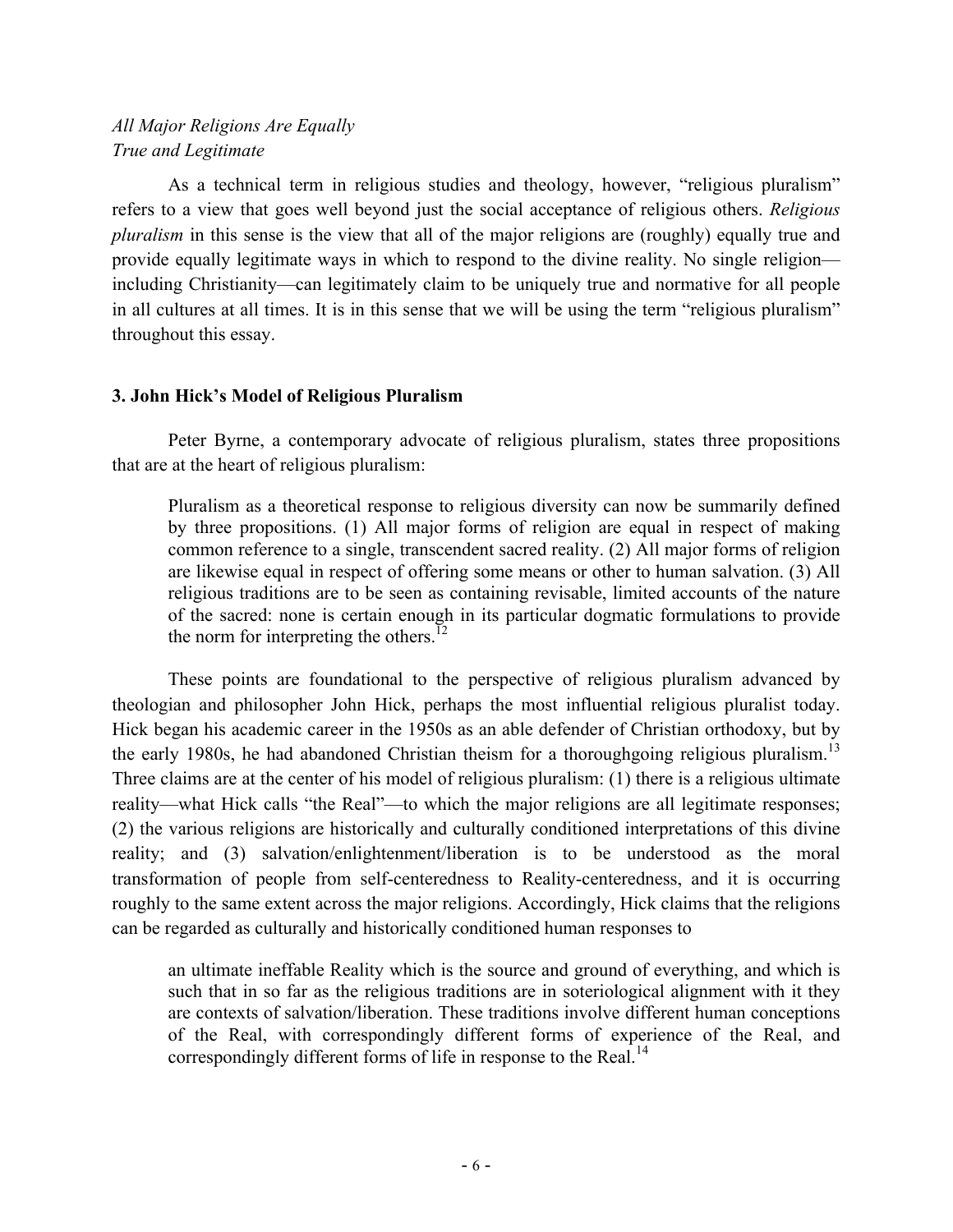*All Major Religions Are Equally*
*True and Legitimate*

As a technical term in religious studies and theology, however, "religious pluralism" refers to a view that goes well beyond just the social acceptance of religious others. *Religious pluralism* in this sense is the view that all of the major religions are (roughly) equally true and provide equally legitimate ways in which to respond to the divine reality. No single religion—including Christianity—can legitimately claim to be uniquely true and normative for all people in all cultures at all times. It is in this sense that we will be using the term "religious pluralism" throughout this essay.

### 3. John Hick's Model of Religious Pluralism

Peter Byrne, a contemporary advocate of religious pluralism, states three propositions that are at the heart of religious pluralism:

> Pluralism as a theoretical response to religious diversity can now be summarily defined by three propositions. (1) All major forms of religion are equal in respect of making common reference to a single, transcendent sacred reality. (2) All major forms of religion are likewise equal in respect of offering some means or other to human salvation. (3) All religious traditions are to be seen as containing revisable, limited accounts of the nature of the sacred: none is certain enough in its particular dogmatic formulations to provide the norm for interpreting the others.[12]

These points are foundational to the perspective of religious pluralism advanced by theologian and philosopher John Hick, perhaps the most influential religious pluralist today. Hick began his academic career in the 1950s as an able defender of Christian orthodoxy, but by the early 1980s, he had abandoned Christian theism for a thoroughgoing religious pluralism.[13] Three claims are at the center of his model of religious pluralism: (1) there is a religious ultimate reality—what Hick calls "the Real"—to which the major religions are all legitimate responses; (2) the various religions are historically and culturally conditioned interpretations of this divine reality; and (3) salvation/enlightenment/liberation is to be understood as the moral transformation of people from self-centeredness to Reality-centeredness, and it is occurring roughly to the same extent across the major religions. Accordingly, Hick claims that the religions can be regarded as culturally and historically conditioned human responses to

> an ultimate ineffable Reality which is the source and ground of everything, and which is such that in so far as the religious traditions are in soteriological alignment with it they are contexts of salvation/liberation. These traditions involve different human conceptions of the Real, with correspondingly different forms of experience of the Real, and correspondingly different forms of life in response to the Real.[14]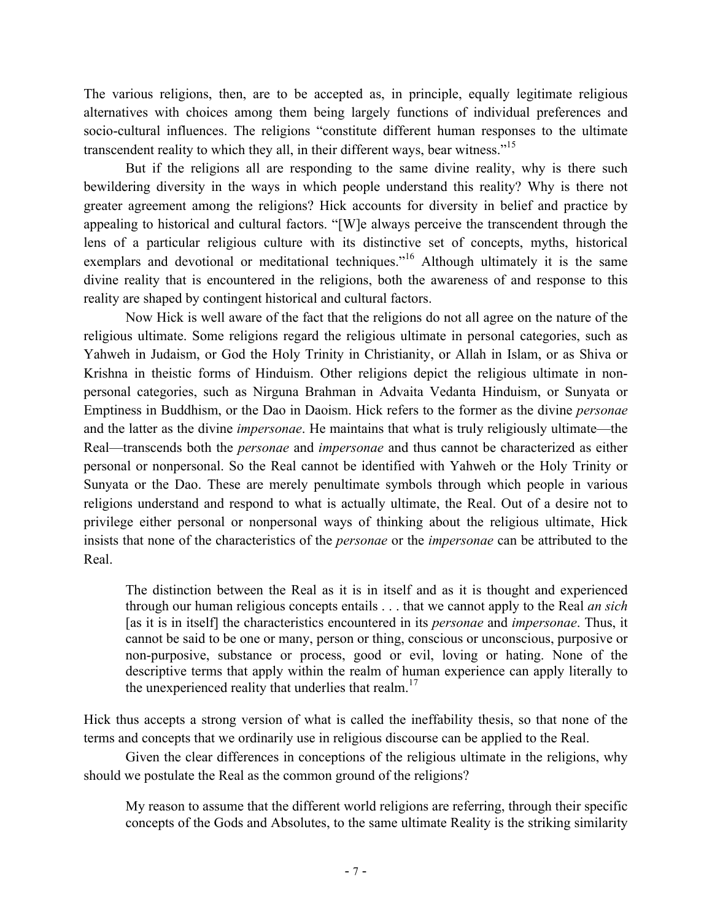The various religions, then, are to be accepted as, in principle, equally legitimate religious alternatives with choices among them being largely functions of individual preferences and socio-cultural influences. The religions "constitute different human responses to the ultimate transcendent reality to which they all, in their different ways, bear witness."[15]

But if the religions all are responding to the same divine reality, why is there such bewildering diversity in the ways in which people understand this reality? Why is there not greater agreement among the religions? Hick accounts for diversity in belief and practice by appealing to historical and cultural factors. "[W]e always perceive the transcendent through the lens of a particular religious culture with its distinctive set of concepts, myths, historical exemplars and devotional or meditational techniques."[16] Although ultimately it is the same divine reality that is encountered in the religions, both the awareness of and response to this reality are shaped by contingent historical and cultural factors.

Now Hick is well aware of the fact that the religions do not all agree on the nature of the religious ultimate. Some religions regard the religious ultimate in personal categories, such as Yahweh in Judaism, or God the Holy Trinity in Christianity, or Allah in Islam, or as Shiva or Krishna in theistic forms of Hinduism. Other religions depict the religious ultimate in non-personal categories, such as Nirguna Brahman in Advaita Vedanta Hinduism, or Sunyata or Emptiness in Buddhism, or the Dao in Daoism. Hick refers to the former as the divine *personae* and the latter as the divine *impersonae*. He maintains that what is truly religiously ultimate—the Real—transcends both the *personae* and *impersonae* and thus cannot be characterized as either personal or nonpersonal. So the Real cannot be identified with Yahweh or the Holy Trinity or Sunyata or the Dao. These are merely penultimate symbols through which people in various religions understand and respond to what is actually ultimate, the Real. Out of a desire not to privilege either personal or nonpersonal ways of thinking about the religious ultimate, Hick insists that none of the characteristics of the *personae* or the *impersonae* can be attributed to the Real.

> The distinction between the Real as it is in itself and as it is thought and experienced through our human religious concepts entails . . . that we cannot apply to the Real *an sich* [as it is in itself] the characteristics encountered in its *personae* and *impersonae*. Thus, it cannot be said to be one or many, person or thing, conscious or unconscious, purposive or non-purposive, substance or process, good or evil, loving or hating. None of the descriptive terms that apply within the realm of human experience can apply literally to the unexperienced reality that underlies that realm.[17]

Hick thus accepts a strong version of what is called the ineffability thesis, so that none of the terms and concepts that we ordinarily use in religious discourse can be applied to the Real.

Given the clear differences in conceptions of the religious ultimate in the religions, why should we postulate the Real as the common ground of the religions?

> My reason to assume that the different world religions are referring, through their specific concepts of the Gods and Absolutes, to the same ultimate Reality is the striking similarity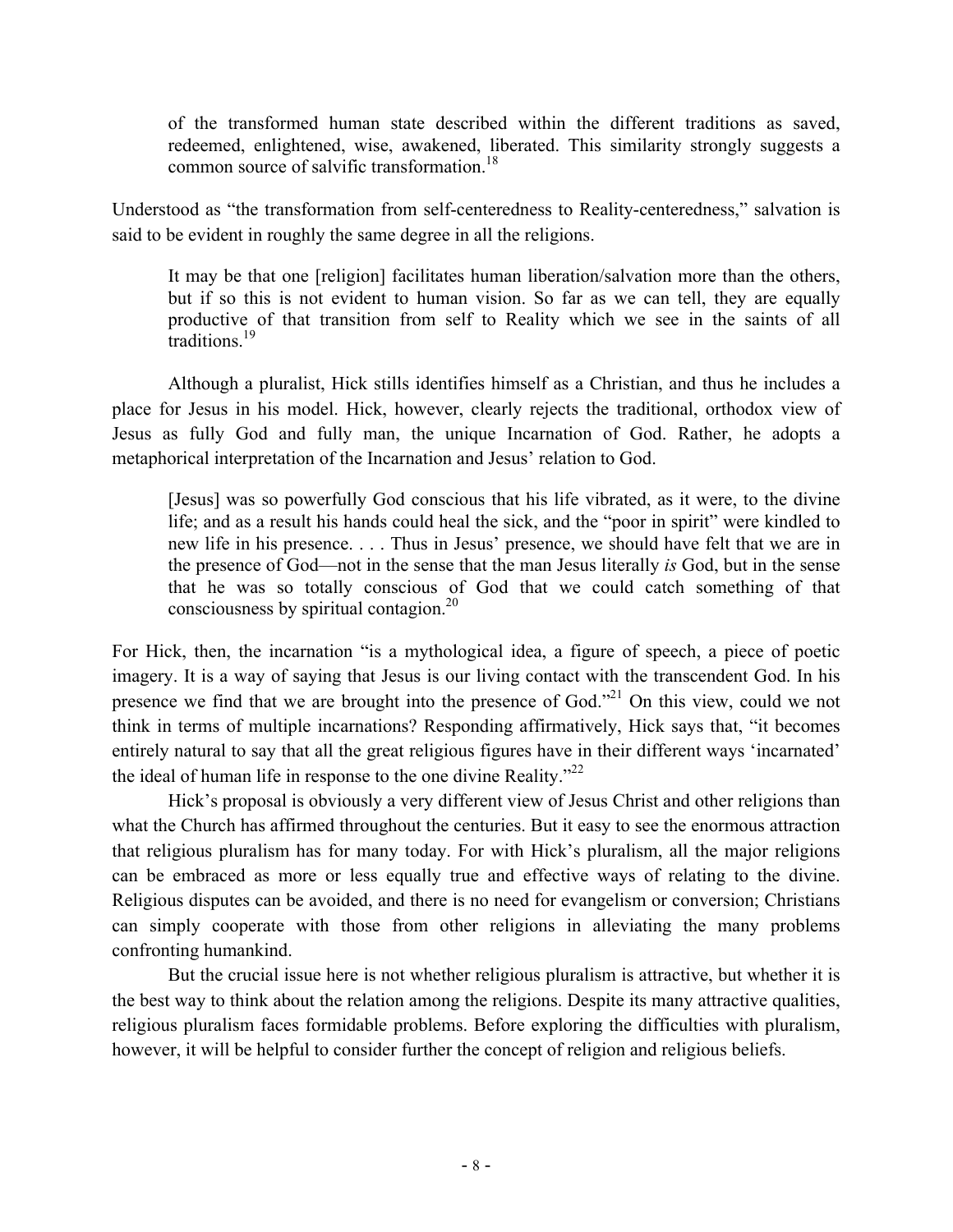> of the transformed human state described within the different traditions as saved, redeemed, enlightened, wise, awakened, liberated. This similarity strongly suggests a common source of salvific transformation.[18]

Understood as "the transformation from self-centeredness to Reality-centeredness," salvation is said to be evident in roughly the same degree in all the religions.

> It may be that one [religion] facilitates human liberation/salvation more than the others, but if so this is not evident to human vision. So far as we can tell, they are equally productive of that transition from self to Reality which we see in the saints of all traditions.[19]

Although a pluralist, Hick stills identifies himself as a Christian, and thus he includes a place for Jesus in his model. Hick, however, clearly rejects the traditional, orthodox view of Jesus as fully God and fully man, the unique Incarnation of God. Rather, he adopts a metaphorical interpretation of the Incarnation and Jesus' relation to God.

> [Jesus] was so powerfully God conscious that his life vibrated, as it were, to the divine life; and as a result his hands could heal the sick, and the "poor in spirit" were kindled to new life in his presence. . . . Thus in Jesus' presence, we should have felt that we are in the presence of God—not in the sense that the man Jesus literally *is* God, but in the sense that he was so totally conscious of God that we could catch something of that consciousness by spiritual contagion.[20]

For Hick, then, the incarnation "is a mythological idea, a figure of speech, a piece of poetic imagery. It is a way of saying that Jesus is our living contact with the transcendent God. In his presence we find that we are brought into the presence of God."[21] On this view, could we not think in terms of multiple incarnations? Responding affirmatively, Hick says that, "it becomes entirely natural to say that all the great religious figures have in their different ways 'incarnated' the ideal of human life in response to the one divine Reality."[22]

Hick's proposal is obviously a very different view of Jesus Christ and other religions than what the Church has affirmed throughout the centuries. But it easy to see the enormous attraction that religious pluralism has for many today. For with Hick's pluralism, all the major religions can be embraced as more or less equally true and effective ways of relating to the divine. Religious disputes can be avoided, and there is no need for evangelism or conversion; Christians can simply cooperate with those from other religions in alleviating the many problems confronting humankind.

But the crucial issue here is not whether religious pluralism is attractive, but whether it is the best way to think about the relation among the religions. Despite its many attractive qualities, religious pluralism faces formidable problems. Before exploring the difficulties with pluralism, however, it will be helpful to consider further the concept of religion and religious beliefs.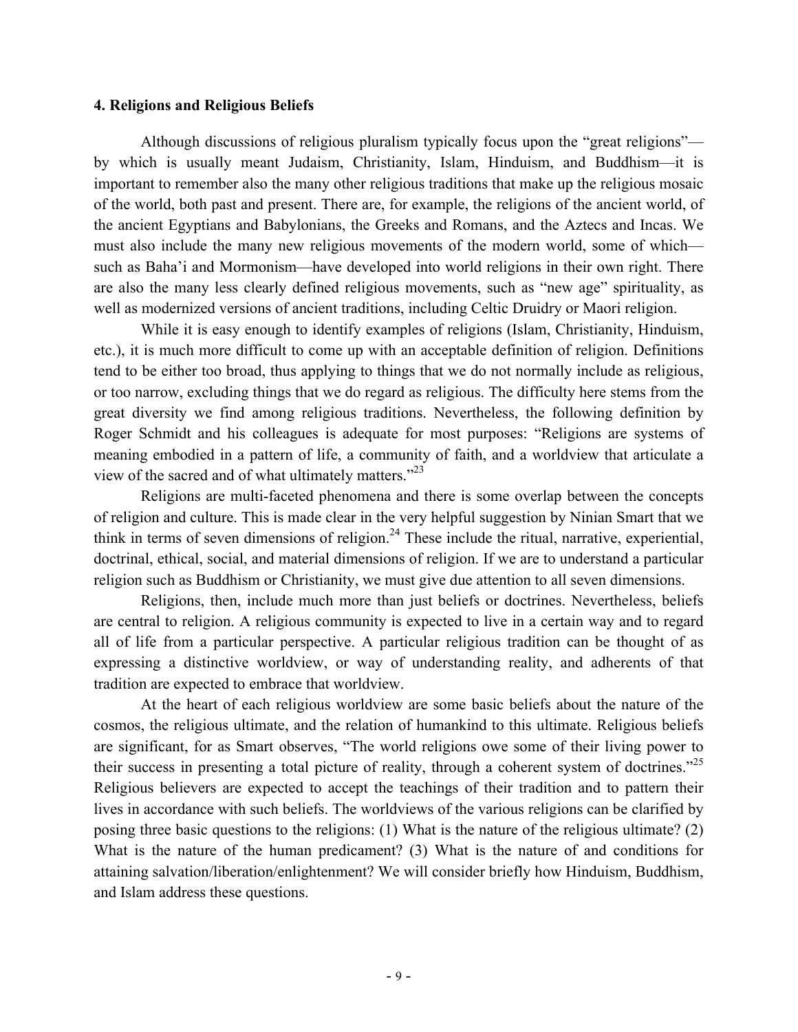### 4. Religions and Religious Beliefs

Although discussions of religious pluralism typically focus upon the “great religions”—by which is usually meant Judaism, Christianity, Islam, Hinduism, and Buddhism—it is important to remember also the many other religious traditions that make up the religious mosaic of the world, both past and present. There are, for example, the religions of the ancient world, of the ancient Egyptians and Babylonians, the Greeks and Romans, and the Aztecs and Incas. We must also include the many new religious movements of the modern world, some of which—such as Baha’i and Mormonism—have developed into world religions in their own right. There are also the many less clearly defined religious movements, such as “new age” spirituality, as well as modernized versions of ancient traditions, including Celtic Druidry or Maori religion.

While it is easy enough to identify examples of religions (Islam, Christianity, Hinduism, etc.), it is much more difficult to come up with an acceptable definition of religion. Definitions tend to be either too broad, thus applying to things that we do not normally include as religious, or too narrow, excluding things that we do regard as religious. The difficulty here stems from the great diversity we find among religious traditions. Nevertheless, the following definition by Roger Schmidt and his colleagues is adequate for most purposes: “Religions are systems of meaning embodied in a pattern of life, a community of faith, and a worldview that articulate a view of the sacred and of what ultimately matters.”[23]

Religions are multi-faceted phenomena and there is some overlap between the concepts of religion and culture. This is made clear in the very helpful suggestion by Ninian Smart that we think in terms of seven dimensions of religion.[24] These include the ritual, narrative, experiential, doctrinal, ethical, social, and material dimensions of religion. If we are to understand a particular religion such as Buddhism or Christianity, we must give due attention to all seven dimensions.

Religions, then, include much more than just beliefs or doctrines. Nevertheless, beliefs are central to religion. A religious community is expected to live in a certain way and to regard all of life from a particular perspective. A particular religious tradition can be thought of as expressing a distinctive worldview, or way of understanding reality, and adherents of that tradition are expected to embrace that worldview.

At the heart of each religious worldview are some basic beliefs about the nature of the cosmos, the religious ultimate, and the relation of humankind to this ultimate. Religious beliefs are significant, for as Smart observes, “The world religions owe some of their living power to their success in presenting a total picture of reality, through a coherent system of doctrines.”[25] Religious believers are expected to accept the teachings of their tradition and to pattern their lives in accordance with such beliefs. The worldviews of the various religions can be clarified by posing three basic questions to the religions: (1) What is the nature of the religious ultimate? (2) What is the nature of the human predicament? (3) What is the nature of and conditions for attaining salvation/liberation/enlightenment? We will consider briefly how Hinduism, Buddhism, and Islam address these questions.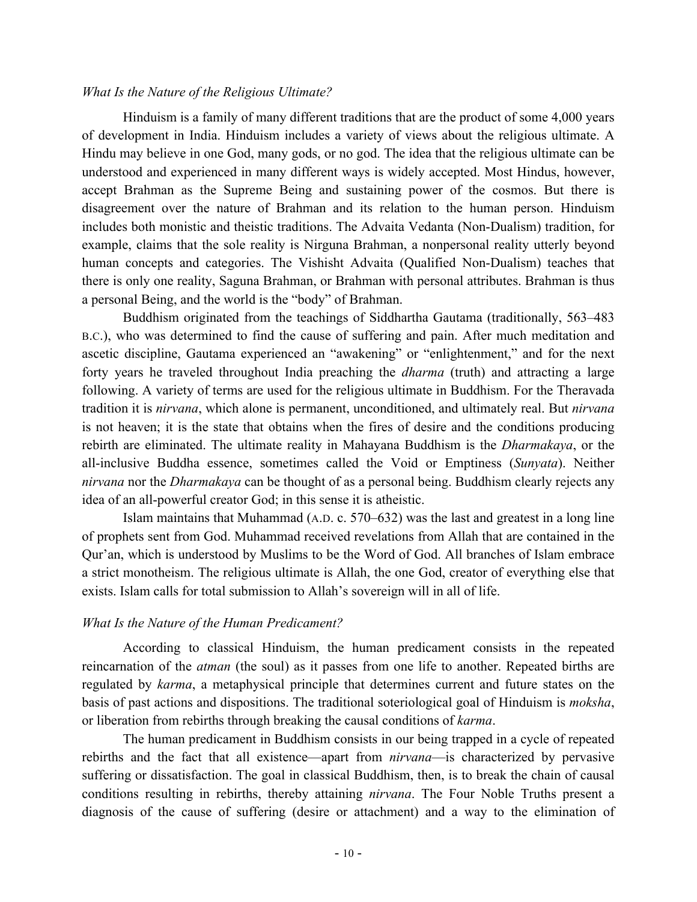*What Is the Nature of the Religious Ultimate?*

Hinduism is a family of many different traditions that are the product of some 4,000 years of development in India. Hinduism includes a variety of views about the religious ultimate. A Hindu may believe in one God, many gods, or no god. The idea that the religious ultimate can be understood and experienced in many different ways is widely accepted. Most Hindus, however, accept Brahman as the Supreme Being and sustaining power of the cosmos. But there is disagreement over the nature of Brahman and its relation to the human person. Hinduism includes both monistic and theistic traditions. The Advaita Vedanta (Non-Dualism) tradition, for example, claims that the sole reality is Nirguna Brahman, a nonpersonal reality utterly beyond human concepts and categories. The Vishisht Advaita (Qualified Non-Dualism) teaches that there is only one reality, Saguna Brahman, or Brahman with personal attributes. Brahman is thus a personal Being, and the world is the "body" of Brahman.

Buddhism originated from the teachings of Siddhartha Gautama (traditionally, 563–483 B.C.), who was determined to find the cause of suffering and pain. After much meditation and ascetic discipline, Gautama experienced an "awakening" or "enlightenment," and for the next forty years he traveled throughout India preaching the *dharma* (truth) and attracting a large following. A variety of terms are used for the religious ultimate in Buddhism. For the Theravada tradition it is *nirvana*, which alone is permanent, unconditioned, and ultimately real. But *nirvana* is not heaven; it is the state that obtains when the fires of desire and the conditions producing rebirth are eliminated. The ultimate reality in Mahayana Buddhism is the *Dharmakaya*, or the all-inclusive Buddha essence, sometimes called the Void or Emptiness (*Sunyata*). Neither *nirvana* nor the *Dharmakaya* can be thought of as a personal being. Buddhism clearly rejects any idea of an all-powerful creator God; in this sense it is atheistic.

Islam maintains that Muhammad (A.D. c. 570–632) was the last and greatest in a long line of prophets sent from God. Muhammad received revelations from Allah that are contained in the Qur'an, which is understood by Muslims to be the Word of God. All branches of Islam embrace a strict monotheism. The religious ultimate is Allah, the one God, creator of everything else that exists. Islam calls for total submission to Allah's sovereign will in all of life.

*What Is the Nature of the Human Predicament?*

According to classical Hinduism, the human predicament consists in the repeated reincarnation of the *atman* (the soul) as it passes from one life to another. Repeated births are regulated by *karma*, a metaphysical principle that determines current and future states on the basis of past actions and dispositions. The traditional soteriological goal of Hinduism is *moksha*, or liberation from rebirths through breaking the causal conditions of *karma*.

The human predicament in Buddhism consists in our being trapped in a cycle of repeated rebirths and the fact that all existence—apart from *nirvana*—is characterized by pervasive suffering or dissatisfaction. The goal in classical Buddhism, then, is to break the chain of causal conditions resulting in rebirths, thereby attaining *nirvana*. The Four Noble Truths present a diagnosis of the cause of suffering (desire or attachment) and a way to the elimination of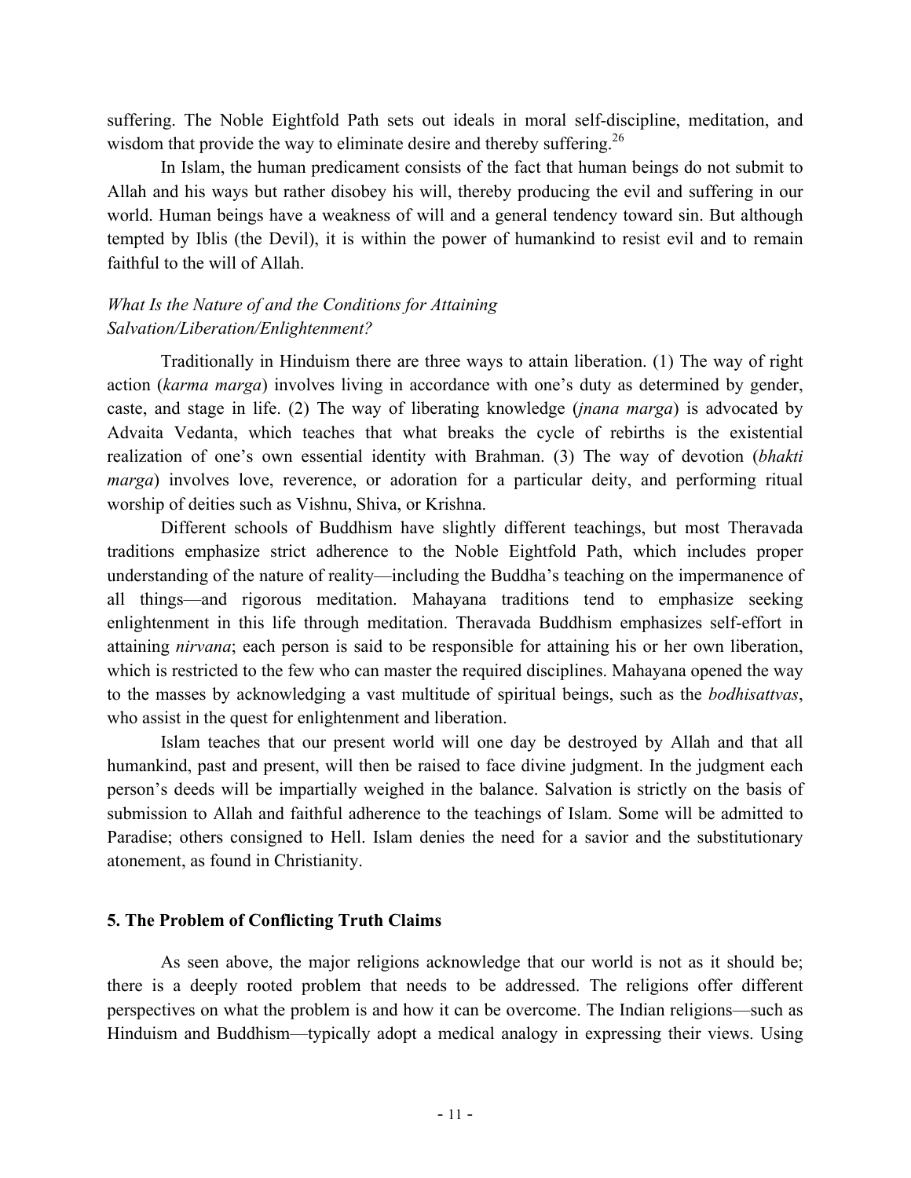suffering. The Noble Eightfold Path sets out ideals in moral self-discipline, meditation, and wisdom that provide the way to eliminate desire and thereby suffering.[26]

In Islam, the human predicament consists of the fact that human beings do not submit to Allah and his ways but rather disobey his will, thereby producing the evil and suffering in our world. Human beings have a weakness of will and a general tendency toward sin. But although tempted by Iblis (the Devil), it is within the power of humankind to resist evil and to remain faithful to the will of Allah.

*What Is the Nature of and the Conditions for Attaining Salvation/Liberation/Enlightenment?*

Traditionally in Hinduism there are three ways to attain liberation. (1) The way of right action (*karma marga*) involves living in accordance with one's duty as determined by gender, caste, and stage in life. (2) The way of liberating knowledge (*jnana marga*) is advocated by Advaita Vedanta, which teaches that what breaks the cycle of rebirths is the existential realization of one's own essential identity with Brahman. (3) The way of devotion (*bhakti marga*) involves love, reverence, or adoration for a particular deity, and performing ritual worship of deities such as Vishnu, Shiva, or Krishna.

Different schools of Buddhism have slightly different teachings, but most Theravada traditions emphasize strict adherence to the Noble Eightfold Path, which includes proper understanding of the nature of reality—including the Buddha's teaching on the impermanence of all things—and rigorous meditation. Mahayana traditions tend to emphasize seeking enlightenment in this life through meditation. Theravada Buddhism emphasizes self-effort in attaining *nirvana*; each person is said to be responsible for attaining his or her own liberation, which is restricted to the few who can master the required disciplines. Mahayana opened the way to the masses by acknowledging a vast multitude of spiritual beings, such as the *bodhisattvas*, who assist in the quest for enlightenment and liberation.

Islam teaches that our present world will one day be destroyed by Allah and that all humankind, past and present, will then be raised to face divine judgment. In the judgment each person's deeds will be impartially weighed in the balance. Salvation is strictly on the basis of submission to Allah and faithful adherence to the teachings of Islam. Some will be admitted to Paradise; others consigned to Hell. Islam denies the need for a savior and the substitutionary atonement, as found in Christianity.

**5. The Problem of Conflicting Truth Claims**

As seen above, the major religions acknowledge that our world is not as it should be; there is a deeply rooted problem that needs to be addressed. The religions offer different perspectives on what the problem is and how it can be overcome. The Indian religions—such as Hinduism and Buddhism—typically adopt a medical analogy in expressing their views. Using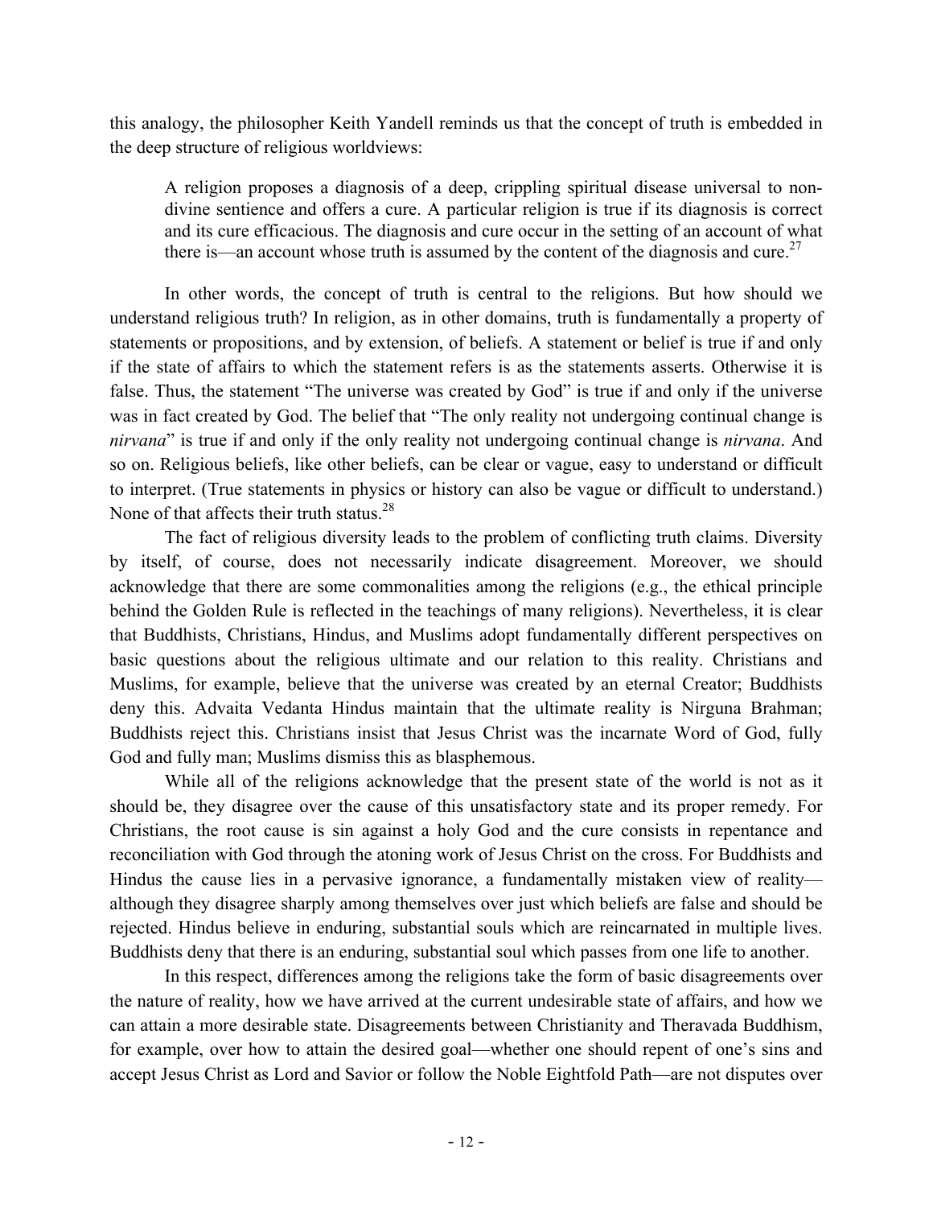this analogy, the philosopher Keith Yandell reminds us that the concept of truth is embedded in the deep structure of religious worldviews:

> A religion proposes a diagnosis of a deep, crippling spiritual disease universal to non-divine sentience and offers a cure. A particular religion is true if its diagnosis is correct and its cure efficacious. The diagnosis and cure occur in the setting of an account of what there is—an account whose truth is assumed by the content of the diagnosis and cure.[27]

In other words, the concept of truth is central to the religions. But how should we understand religious truth? In religion, as in other domains, truth is fundamentally a property of statements or propositions, and by extension, of beliefs. A statement or belief is true if and only if the state of affairs to which the statement refers is as the statements asserts. Otherwise it is false. Thus, the statement "The universe was created by God" is true if and only if the universe was in fact created by God. The belief that "The only reality not undergoing continual change is *nirvana*" is true if and only if the only reality not undergoing continual change is *nirvana*. And so on. Religious beliefs, like other beliefs, can be clear or vague, easy to understand or difficult to interpret. (True statements in physics or history can also be vague or difficult to understand.) None of that affects their truth status.[28]

The fact of religious diversity leads to the problem of conflicting truth claims. Diversity by itself, of course, does not necessarily indicate disagreement. Moreover, we should acknowledge that there are some commonalities among the religions (e.g., the ethical principle behind the Golden Rule is reflected in the teachings of many religions). Nevertheless, it is clear that Buddhists, Christians, Hindus, and Muslims adopt fundamentally different perspectives on basic questions about the religious ultimate and our relation to this reality. Christians and Muslims, for example, believe that the universe was created by an eternal Creator; Buddhists deny this. Advaita Vedanta Hindus maintain that the ultimate reality is Nirguna Brahman; Buddhists reject this. Christians insist that Jesus Christ was the incarnate Word of God, fully God and fully man; Muslims dismiss this as blasphemous.

While all of the religions acknowledge that the present state of the world is not as it should be, they disagree over the cause of this unsatisfactory state and its proper remedy. For Christians, the root cause is sin against a holy God and the cure consists in repentance and reconciliation with God through the atoning work of Jesus Christ on the cross. For Buddhists and Hindus the cause lies in a pervasive ignorance, a fundamentally mistaken view of reality—although they disagree sharply among themselves over just which beliefs are false and should be rejected. Hindus believe in enduring, substantial souls which are reincarnated in multiple lives. Buddhists deny that there is an enduring, substantial soul which passes from one life to another.

In this respect, differences among the religions take the form of basic disagreements over the nature of reality, how we have arrived at the current undesirable state of affairs, and how we can attain a more desirable state. Disagreements between Christianity and Theravada Buddhism, for example, over how to attain the desired goal—whether one should repent of one's sins and accept Jesus Christ as Lord and Savior or follow the Noble Eightfold Path—are not disputes over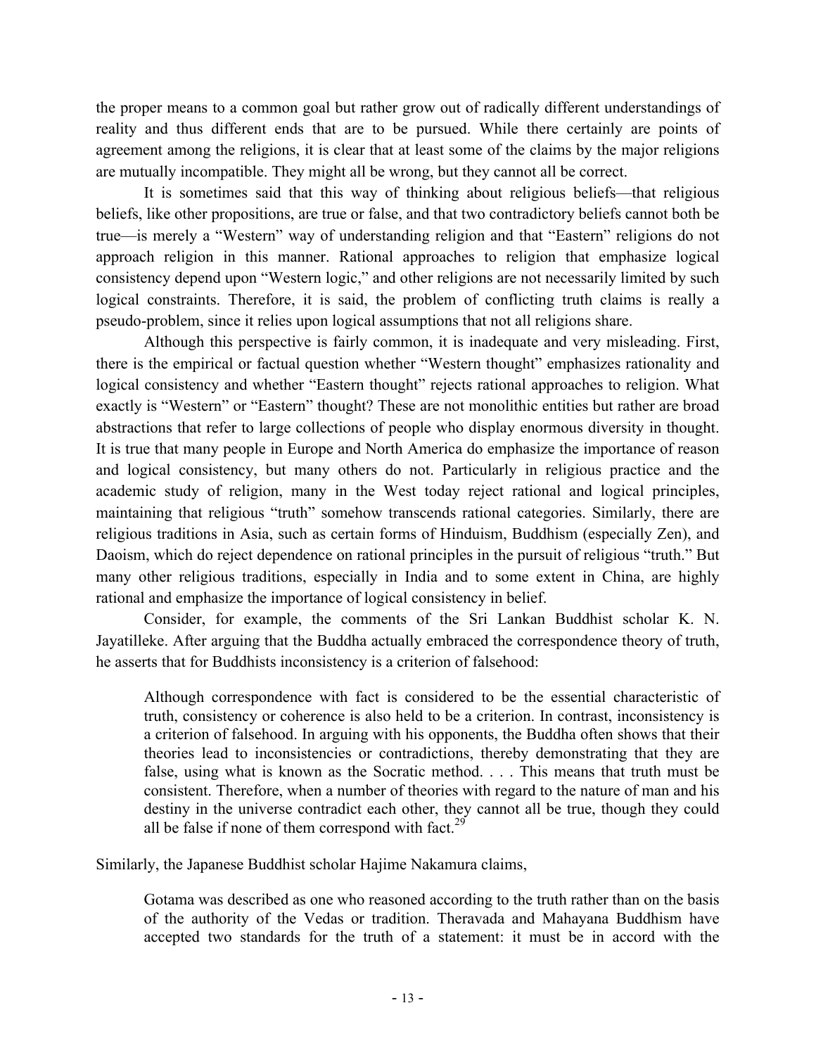the proper means to a common goal but rather grow out of radically different understandings of reality and thus different ends that are to be pursued. While there certainly are points of agreement among the religions, it is clear that at least some of the claims by the major religions are mutually incompatible. They might all be wrong, but they cannot all be correct.

It is sometimes said that this way of thinking about religious beliefs—that religious beliefs, like other propositions, are true or false, and that two contradictory beliefs cannot both be true—is merely a "Western" way of understanding religion and that "Eastern" religions do not approach religion in this manner. Rational approaches to religion that emphasize logical consistency depend upon "Western logic," and other religions are not necessarily limited by such logical constraints. Therefore, it is said, the problem of conflicting truth claims is really a pseudo-problem, since it relies upon logical assumptions that not all religions share.

Although this perspective is fairly common, it is inadequate and very misleading. First, there is the empirical or factual question whether "Western thought" emphasizes rationality and logical consistency and whether "Eastern thought" rejects rational approaches to religion. What exactly is "Western" or "Eastern" thought? These are not monolithic entities but rather are broad abstractions that refer to large collections of people who display enormous diversity in thought. It is true that many people in Europe and North America do emphasize the importance of reason and logical consistency, but many others do not. Particularly in religious practice and the academic study of religion, many in the West today reject rational and logical principles, maintaining that religious "truth" somehow transcends rational categories. Similarly, there are religious traditions in Asia, such as certain forms of Hinduism, Buddhism (especially Zen), and Daoism, which do reject dependence on rational principles in the pursuit of religious "truth." But many other religious traditions, especially in India and to some extent in China, are highly rational and emphasize the importance of logical consistency in belief.

Consider, for example, the comments of the Sri Lankan Buddhist scholar K. N. Jayatilleke. After arguing that the Buddha actually embraced the correspondence theory of truth, he asserts that for Buddhists inconsistency is a criterion of falsehood:

> Although correspondence with fact is considered to be the essential characteristic of truth, consistency or coherence is also held to be a criterion. In contrast, inconsistency is a criterion of falsehood. In arguing with his opponents, the Buddha often shows that their theories lead to inconsistencies or contradictions, thereby demonstrating that they are false, using what is known as the Socratic method. . . . This means that truth must be consistent. Therefore, when a number of theories with regard to the nature of man and his destiny in the universe contradict each other, they cannot all be true, though they could all be false if none of them correspond with fact.[29]

Similarly, the Japanese Buddhist scholar Hajime Nakamura claims,

> Gotama was described as one who reasoned according to the truth rather than on the basis of the authority of the Vedas or tradition. Theravada and Mahayana Buddhism have accepted two standards for the truth of a statement: it must be in accord with the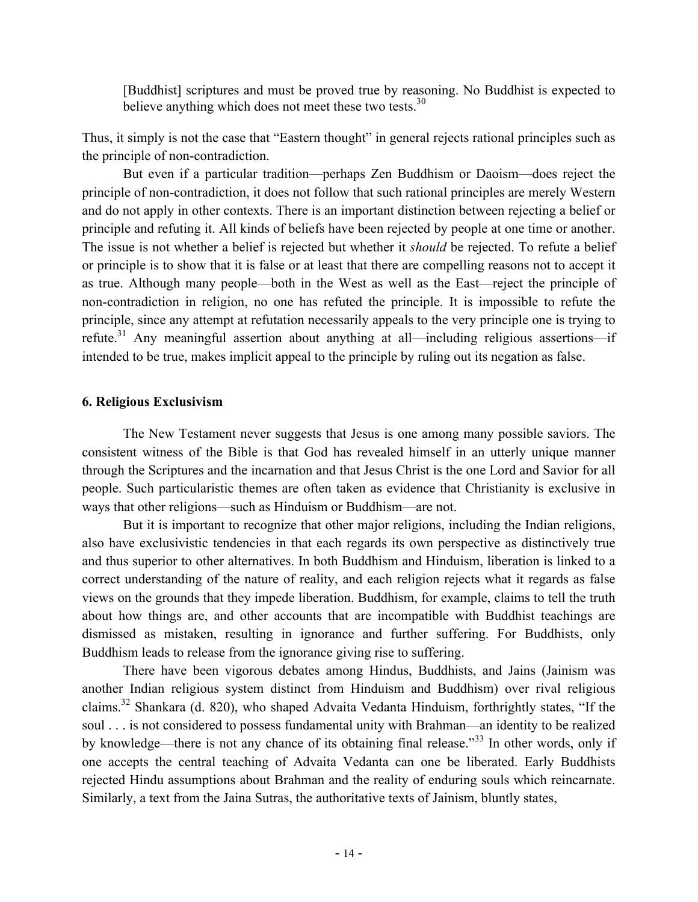> [Buddhist] scriptures and must be proved true by reasoning. No Buddhist is expected to believe anything which does not meet these two tests.[30]

Thus, it simply is not the case that "Eastern thought" in general rejects rational principles such as the principle of non-contradiction.

But even if a particular tradition—perhaps Zen Buddhism or Daoism—does reject the principle of non-contradiction, it does not follow that such rational principles are merely Western and do not apply in other contexts. There is an important distinction between rejecting a belief or principle and refuting it. All kinds of beliefs have been rejected by people at one time or another. The issue is not whether a belief is rejected but whether it *should* be rejected. To refute a belief or principle is to show that it is false or at least that there are compelling reasons not to accept it as true. Although many people—both in the West as well as the East—reject the principle of non-contradiction in religion, no one has refuted the principle. It is impossible to refute the principle, since any attempt at refutation necessarily appeals to the very principle one is trying to refute.[31] Any meaningful assertion about anything at all—including religious assertions—if intended to be true, makes implicit appeal to the principle by ruling out its negation as false.

### 6. Religious Exclusivism

The New Testament never suggests that Jesus is one among many possible saviors. The consistent witness of the Bible is that God has revealed himself in an utterly unique manner through the Scriptures and the incarnation and that Jesus Christ is the one Lord and Savior for all people. Such particularistic themes are often taken as evidence that Christianity is exclusive in ways that other religions—such as Hinduism or Buddhism—are not.

But it is important to recognize that other major religions, including the Indian religions, also have exclusivistic tendencies in that each regards its own perspective as distinctively true and thus superior to other alternatives. In both Buddhism and Hinduism, liberation is linked to a correct understanding of the nature of reality, and each religion rejects what it regards as false views on the grounds that they impede liberation. Buddhism, for example, claims to tell the truth about how things are, and other accounts that are incompatible with Buddhist teachings are dismissed as mistaken, resulting in ignorance and further suffering. For Buddhists, only Buddhism leads to release from the ignorance giving rise to suffering.

There have been vigorous debates among Hindus, Buddhists, and Jains (Jainism was another Indian religious system distinct from Hinduism and Buddhism) over rival religious claims.[32] Shankara (d. 820), who shaped Advaita Vedanta Hinduism, forthrightly states, "If the soul . . . is not considered to possess fundamental unity with Brahman—an identity to be realized by knowledge—there is not any chance of its obtaining final release."[33] In other words, only if one accepts the central teaching of Advaita Vedanta can one be liberated. Early Buddhists rejected Hindu assumptions about Brahman and the reality of enduring souls which reincarnate. Similarly, a text from the Jaina Sutras, the authoritative texts of Jainism, bluntly states,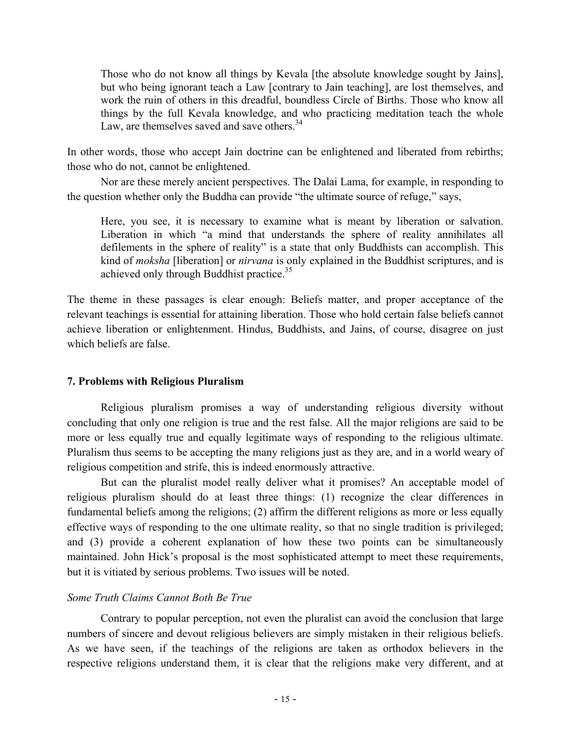> Those who do not know all things by Kevala [the absolute knowledge sought by Jains], but who being ignorant teach a Law [contrary to Jain teaching], are lost themselves, and work the ruin of others in this dreadful, boundless Circle of Births. Those who know all things by the full Kevala knowledge, and who practicing meditation teach the whole Law, are themselves saved and save others.[34]

In other words, those who accept Jain doctrine can be enlightened and liberated from rebirths; those who do not, cannot be enlightened.

Nor are these merely ancient perspectives. The Dalai Lama, for example, in responding to the question whether only the Buddha can provide "the ultimate source of refuge," says,

> Here, you see, it is necessary to examine what is meant by liberation or salvation. Liberation in which "a mind that understands the sphere of reality annihilates all defilements in the sphere of reality" is a state that only Buddhists can accomplish. This kind of *moksha* [liberation] or *nirvana* is only explained in the Buddhist scriptures, and is achieved only through Buddhist practice.[35]

The theme in these passages is clear enough: Beliefs matter, and proper acceptance of the relevant teachings is essential for attaining liberation. Those who hold certain false beliefs cannot achieve liberation or enlightenment. Hindus, Buddhists, and Jains, of course, disagree on just which beliefs are false.

## 7. Problems with Religious Pluralism

Religious pluralism promises a way of understanding religious diversity without concluding that only one religion is true and the rest false. All the major religions are said to be more or less equally true and equally legitimate ways of responding to the religious ultimate. Pluralism thus seems to be accepting the many religions just as they are, and in a world weary of religious competition and strife, this is indeed enormously attractive.

But can the pluralist model really deliver what it promises? An acceptable model of religious pluralism should do at least three things: (1) recognize the clear differences in fundamental beliefs among the religions; (2) affirm the different religions as more or less equally effective ways of responding to the one ultimate reality, so that no single tradition is privileged; and (3) provide a coherent explanation of how these two points can be simultaneously maintained. John Hick's proposal is the most sophisticated attempt to meet these requirements, but it is vitiated by serious problems. Two issues will be noted.

### *Some Truth Claims Cannot Both Be True*

Contrary to popular perception, not even the pluralist can avoid the conclusion that large numbers of sincere and devout religious believers are simply mistaken in their religious beliefs. As we have seen, if the teachings of the religions are taken as orthodox believers in the respective religions understand them, it is clear that the religions make very different, and at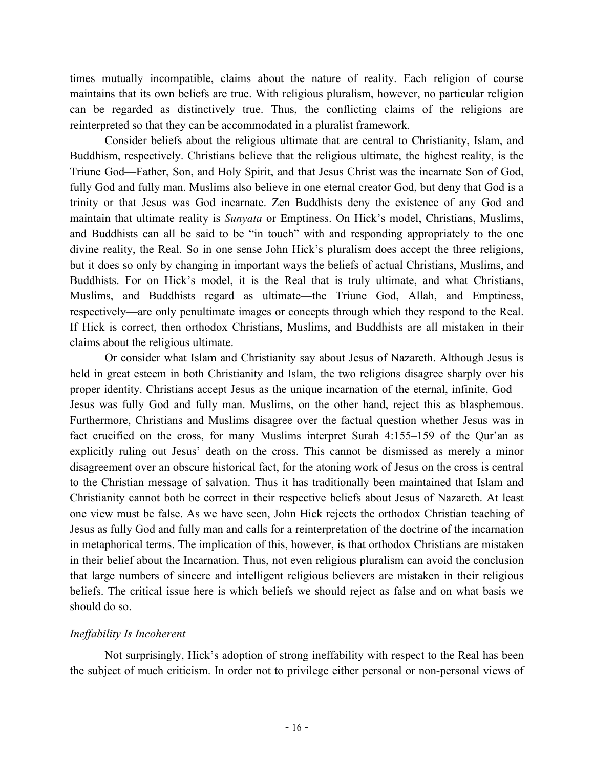times mutually incompatible, claims about the nature of reality. Each religion of course maintains that its own beliefs are true. With religious pluralism, however, no particular religion can be regarded as distinctively true. Thus, the conflicting claims of the religions are reinterpreted so that they can be accommodated in a pluralist framework.

Consider beliefs about the religious ultimate that are central to Christianity, Islam, and Buddhism, respectively. Christians believe that the religious ultimate, the highest reality, is the Triune God—Father, Son, and Holy Spirit, and that Jesus Christ was the incarnate Son of God, fully God and fully man. Muslims also believe in one eternal creator God, but deny that God is a trinity or that Jesus was God incarnate. Zen Buddhists deny the existence of any God and maintain that ultimate reality is *Sunyata* or Emptiness. On Hick's model, Christians, Muslims, and Buddhists can all be said to be "in touch" with and responding appropriately to the one divine reality, the Real. So in one sense John Hick's pluralism does accept the three religions, but it does so only by changing in important ways the beliefs of actual Christians, Muslims, and Buddhists. For on Hick's model, it is the Real that is truly ultimate, and what Christians, Muslims, and Buddhists regard as ultimate—the Triune God, Allah, and Emptiness, respectively—are only penultimate images or concepts through which they respond to the Real. If Hick is correct, then orthodox Christians, Muslims, and Buddhists are all mistaken in their claims about the religious ultimate.

Or consider what Islam and Christianity say about Jesus of Nazareth. Although Jesus is held in great esteem in both Christianity and Islam, the two religions disagree sharply over his proper identity. Christians accept Jesus as the unique incarnation of the eternal, infinite, God—Jesus was fully God and fully man. Muslims, on the other hand, reject this as blasphemous. Furthermore, Christians and Muslims disagree over the factual question whether Jesus was in fact crucified on the cross, for many Muslims interpret Surah 4:155–159 of the Qur'an as explicitly ruling out Jesus' death on the cross. This cannot be dismissed as merely a minor disagreement over an obscure historical fact, for the atoning work of Jesus on the cross is central to the Christian message of salvation. Thus it has traditionally been maintained that Islam and Christianity cannot both be correct in their respective beliefs about Jesus of Nazareth. At least one view must be false. As we have seen, John Hick rejects the orthodox Christian teaching of Jesus as fully God and fully man and calls for a reinterpretation of the doctrine of the incarnation in metaphorical terms. The implication of this, however, is that orthodox Christians are mistaken in their belief about the Incarnation. Thus, not even religious pluralism can avoid the conclusion that large numbers of sincere and intelligent religious believers are mistaken in their religious beliefs. The critical issue here is which beliefs we should reject as false and on what basis we should do so.

### *Ineffability Is Incoherent*

Not surprisingly, Hick's adoption of strong ineffability with respect to the Real has been the subject of much criticism. In order not to privilege either personal or non-personal views of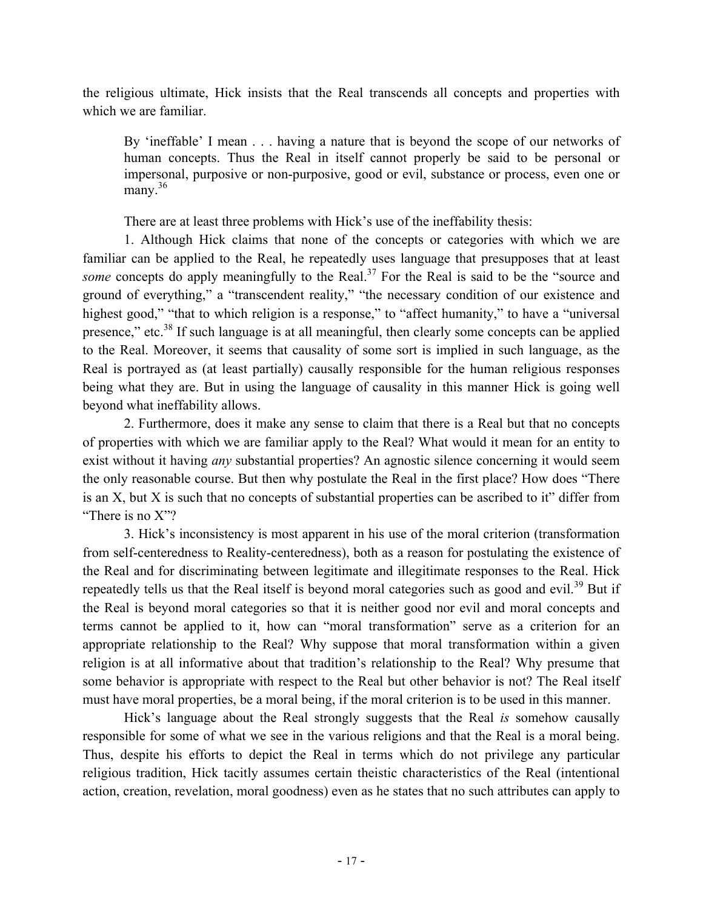the religious ultimate, Hick insists that the Real transcends all concepts and properties with which we are familiar.

> By 'ineffable' I mean . . . having a nature that is beyond the scope of our networks of human concepts. Thus the Real in itself cannot properly be said to be personal or impersonal, purposive or non-purposive, good or evil, substance or process, even one or many.[36]

There are at least three problems with Hick's use of the ineffability thesis:

1. Although Hick claims that none of the concepts or categories with which we are familiar can be applied to the Real, he repeatedly uses language that presupposes that at least *some* concepts do apply meaningfully to the Real.[37] For the Real is said to be the "source and ground of everything," a "transcendent reality," "the necessary condition of our existence and highest good," "that to which religion is a response," to "affect humanity," to have a "universal presence," etc.[38] If such language is at all meaningful, then clearly some concepts can be applied to the Real. Moreover, it seems that causality of some sort is implied in such language, as the Real is portrayed as (at least partially) causally responsible for the human religious responses being what they are. But in using the language of causality in this manner Hick is going well beyond what ineffability allows.

2. Furthermore, does it make any sense to claim that there is a Real but that no concepts of properties with which we are familiar apply to the Real? What would it mean for an entity to exist without it having *any* substantial properties? An agnostic silence concerning it would seem the only reasonable course. But then why postulate the Real in the first place? How does "There is an X, but X is such that no concepts of substantial properties can be ascribed to it" differ from "There is no X"?

3. Hick's inconsistency is most apparent in his use of the moral criterion (transformation from self-centeredness to Reality-centeredness), both as a reason for postulating the existence of the Real and for discriminating between legitimate and illegitimate responses to the Real. Hick repeatedly tells us that the Real itself is beyond moral categories such as good and evil.[39] But if the Real is beyond moral categories so that it is neither good nor evil and moral concepts and terms cannot be applied to it, how can "moral transformation" serve as a criterion for an appropriate relationship to the Real? Why suppose that moral transformation within a given religion is at all informative about that tradition's relationship to the Real? Why presume that some behavior is appropriate with respect to the Real but other behavior is not? The Real itself must have moral properties, be a moral being, if the moral criterion is to be used in this manner.

Hick's language about the Real strongly suggests that the Real *is* somehow causally responsible for some of what we see in the various religions and that the Real is a moral being. Thus, despite his efforts to depict the Real in terms which do not privilege any particular religious tradition, Hick tacitly assumes certain theistic characteristics of the Real (intentional action, creation, revelation, moral goodness) even as he states that no such attributes can apply to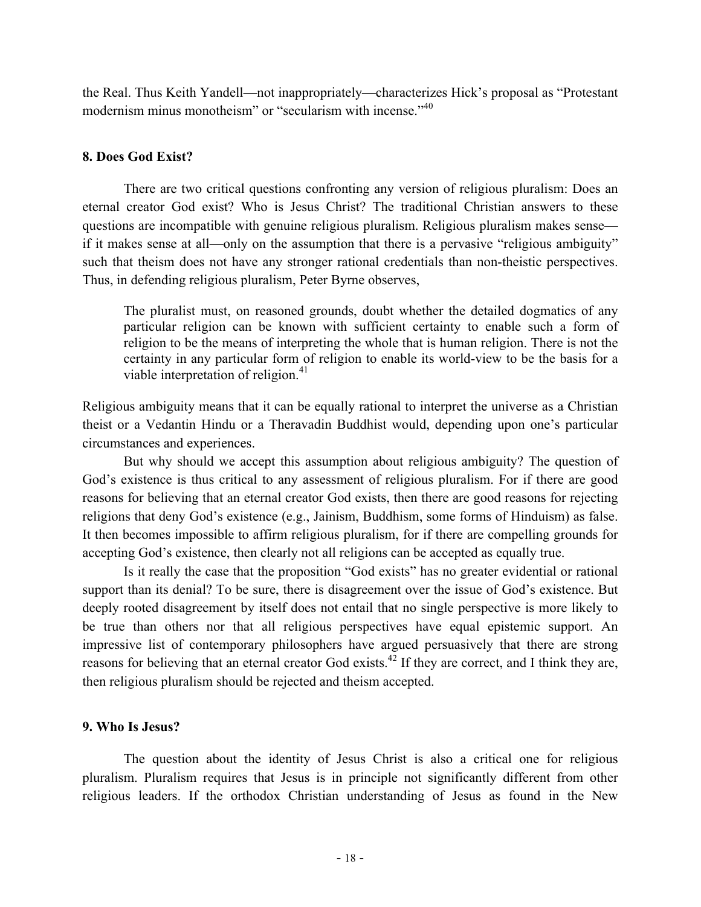the Real. Thus Keith Yandell—not inappropriately—characterizes Hick's proposal as "Protestant modernism minus monotheism" or "secularism with incense."[40]

## 8. Does God Exist?

There are two critical questions confronting any version of religious pluralism: Does an eternal creator God exist? Who is Jesus Christ? The traditional Christian answers to these questions are incompatible with genuine religious pluralism. Religious pluralism makes sense—if it makes sense at all—only on the assumption that there is a pervasive "religious ambiguity" such that theism does not have any stronger rational credentials than non-theistic perspectives. Thus, in defending religious pluralism, Peter Byrne observes,

> The pluralist must, on reasoned grounds, doubt whether the detailed dogmatics of any particular religion can be known with sufficient certainty to enable such a form of religion to be the means of interpreting the whole that is human religion. There is not the certainty in any particular form of religion to enable its world-view to be the basis for a viable interpretation of religion.[41]

Religious ambiguity means that it can be equally rational to interpret the universe as a Christian theist or a Vedantin Hindu or a Theravadin Buddhist would, depending upon one's particular circumstances and experiences.

But why should we accept this assumption about religious ambiguity? The question of God's existence is thus critical to any assessment of religious pluralism. For if there are good reasons for believing that an eternal creator God exists, then there are good reasons for rejecting religions that deny God's existence (e.g., Jainism, Buddhism, some forms of Hinduism) as false. It then becomes impossible to affirm religious pluralism, for if there are compelling grounds for accepting God's existence, then clearly not all religions can be accepted as equally true.

Is it really the case that the proposition "God exists" has no greater evidential or rational support than its denial? To be sure, there is disagreement over the issue of God's existence. But deeply rooted disagreement by itself does not entail that no single perspective is more likely to be true than others nor that all religious perspectives have equal epistemic support. An impressive list of contemporary philosophers have argued persuasively that there are strong reasons for believing that an eternal creator God exists.[42] If they are correct, and I think they are, then religious pluralism should be rejected and theism accepted.

## 9. Who Is Jesus?

The question about the identity of Jesus Christ is also a critical one for religious pluralism. Pluralism requires that Jesus is in principle not significantly different from other religious leaders. If the orthodox Christian understanding of Jesus as found in the New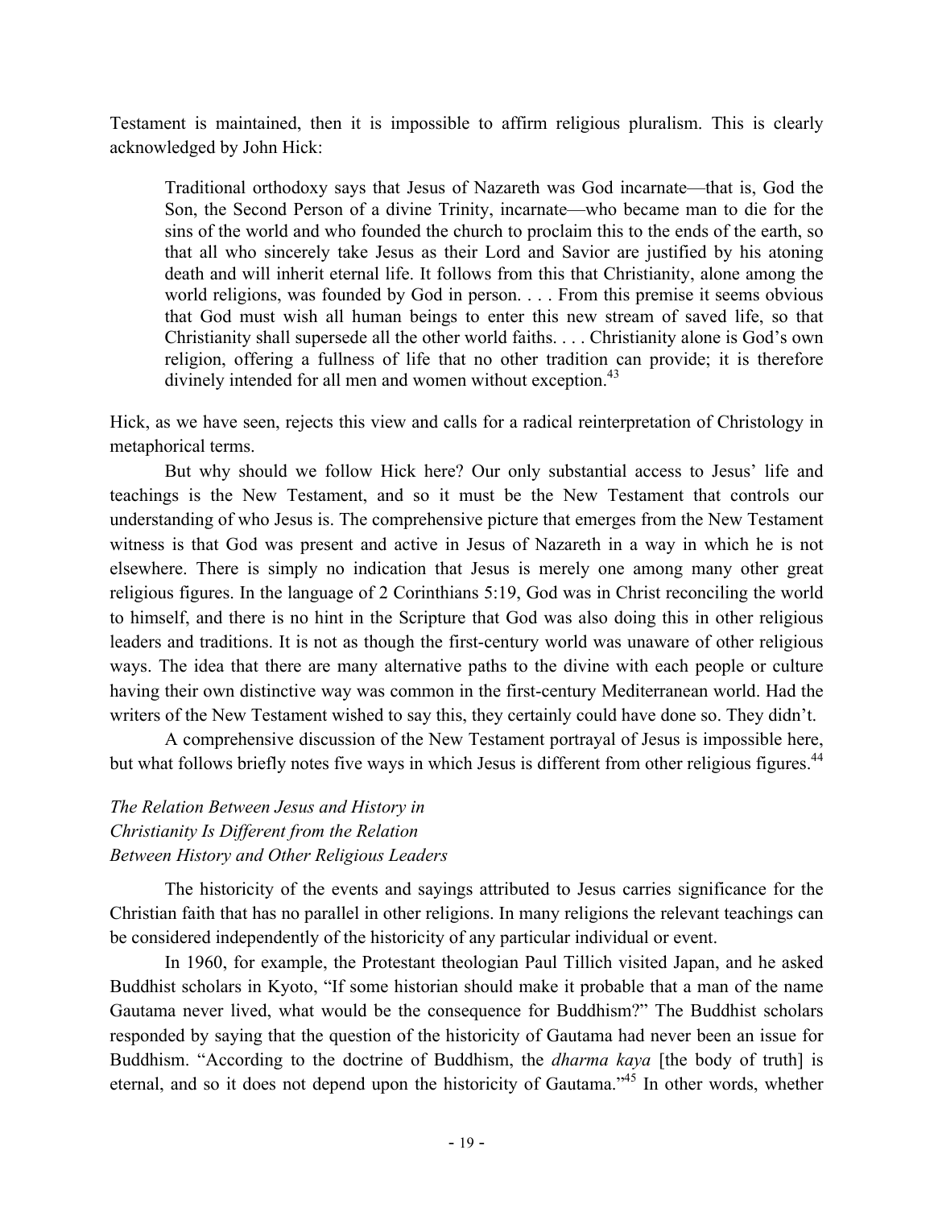Testament is maintained, then it is impossible to affirm religious pluralism. This is clearly acknowledged by John Hick:

> Traditional orthodoxy says that Jesus of Nazareth was God incarnate—that is, God the Son, the Second Person of a divine Trinity, incarnate—who became man to die for the sins of the world and who founded the church to proclaim this to the ends of the earth, so that all who sincerely take Jesus as their Lord and Savior are justified by his atoning death and will inherit eternal life. It follows from this that Christianity, alone among the world religions, was founded by God in person. . . . From this premise it seems obvious that God must wish all human beings to enter this new stream of saved life, so that Christianity shall supersede all the other world faiths. . . . Christianity alone is God's own religion, offering a fullness of life that no other tradition can provide; it is therefore divinely intended for all men and women without exception.[43]

Hick, as we have seen, rejects this view and calls for a radical reinterpretation of Christology in metaphorical terms.

But why should we follow Hick here? Our only substantial access to Jesus' life and teachings is the New Testament, and so it must be the New Testament that controls our understanding of who Jesus is. The comprehensive picture that emerges from the New Testament witness is that God was present and active in Jesus of Nazareth in a way in which he is not elsewhere. There is simply no indication that Jesus is merely one among many other great religious figures. In the language of 2 Corinthians 5:19, God was in Christ reconciling the world to himself, and there is no hint in the Scripture that God was also doing this in other religious leaders and traditions. It is not as though the first-century world was unaware of other religious ways. The idea that there are many alternative paths to the divine with each people or culture having their own distinctive way was common in the first-century Mediterranean world. Had the writers of the New Testament wished to say this, they certainly could have done so. They didn't.

A comprehensive discussion of the New Testament portrayal of Jesus is impossible here, but what follows briefly notes five ways in which Jesus is different from other religious figures.[44]

### *The Relation Between Jesus and History in Christianity Is Different from the Relation Between History and Other Religious Leaders*

The historicity of the events and sayings attributed to Jesus carries significance for the Christian faith that has no parallel in other religions. In many religions the relevant teachings can be considered independently of the historicity of any particular individual or event.

In 1960, for example, the Protestant theologian Paul Tillich visited Japan, and he asked Buddhist scholars in Kyoto, "If some historian should make it probable that a man of the name Gautama never lived, what would be the consequence for Buddhism?" The Buddhist scholars responded by saying that the question of the historicity of Gautama had never been an issue for Buddhism. "According to the doctrine of Buddhism, the *dharma kaya* [the body of truth] is eternal, and so it does not depend upon the historicity of Gautama."[45] In other words, whether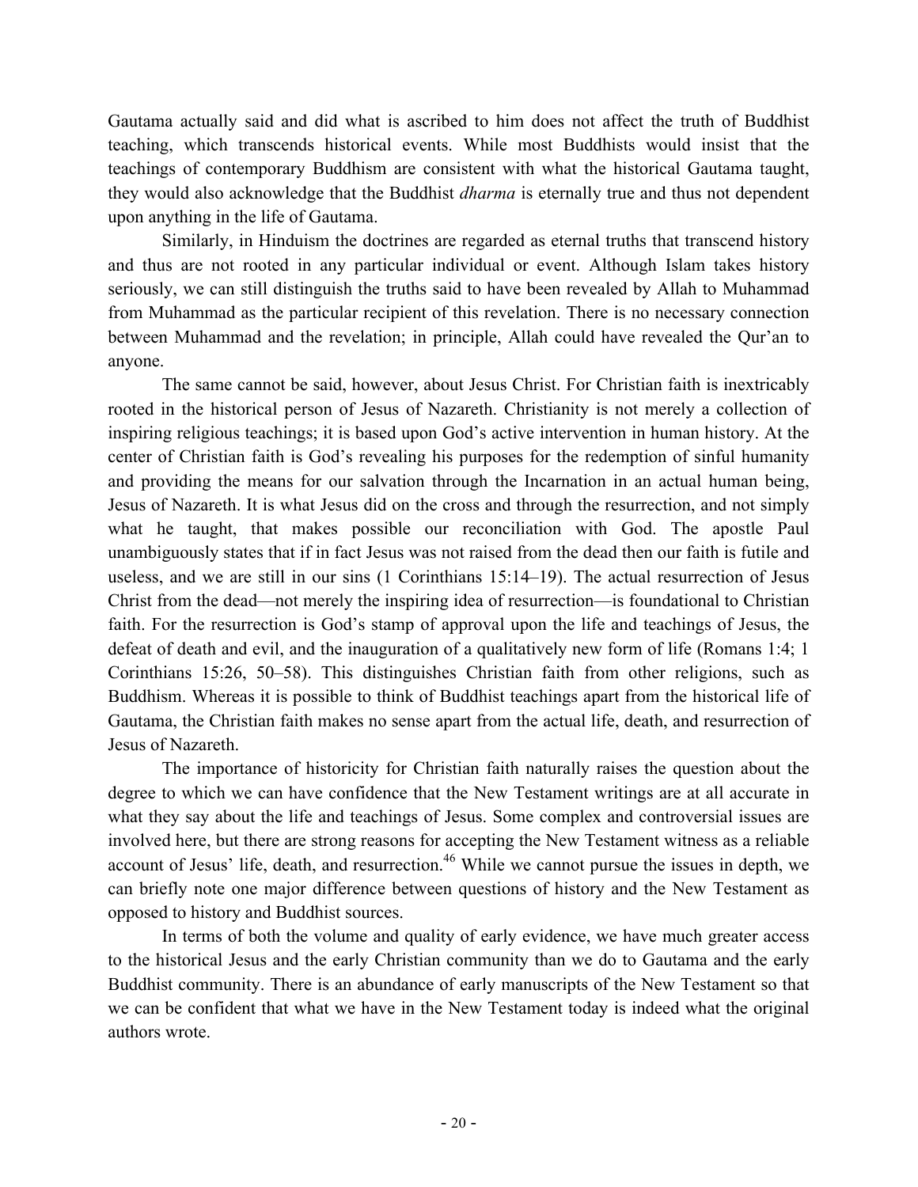Gautama actually said and did what is ascribed to him does not affect the truth of Buddhist teaching, which transcends historical events. While most Buddhists would insist that the teachings of contemporary Buddhism are consistent with what the historical Gautama taught, they would also acknowledge that the Buddhist *dharma* is eternally true and thus not dependent upon anything in the life of Gautama.

Similarly, in Hinduism the doctrines are regarded as eternal truths that transcend history and thus are not rooted in any particular individual or event. Although Islam takes history seriously, we can still distinguish the truths said to have been revealed by Allah to Muhammad from Muhammad as the particular recipient of this revelation. There is no necessary connection between Muhammad and the revelation; in principle, Allah could have revealed the Qur'an to anyone.

The same cannot be said, however, about Jesus Christ. For Christian faith is inextricably rooted in the historical person of Jesus of Nazareth. Christianity is not merely a collection of inspiring religious teachings; it is based upon God's active intervention in human history. At the center of Christian faith is God's revealing his purposes for the redemption of sinful humanity and providing the means for our salvation through the Incarnation in an actual human being, Jesus of Nazareth. It is what Jesus did on the cross and through the resurrection, and not simply what he taught, that makes possible our reconciliation with God. The apostle Paul unambiguously states that if in fact Jesus was not raised from the dead then our faith is futile and useless, and we are still in our sins (1 Corinthians 15:14–19). The actual resurrection of Jesus Christ from the dead—not merely the inspiring idea of resurrection—is foundational to Christian faith. For the resurrection is God's stamp of approval upon the life and teachings of Jesus, the defeat of death and evil, and the inauguration of a qualitatively new form of life (Romans 1:4; 1 Corinthians 15:26, 50–58). This distinguishes Christian faith from other religions, such as Buddhism. Whereas it is possible to think of Buddhist teachings apart from the historical life of Gautama, the Christian faith makes no sense apart from the actual life, death, and resurrection of Jesus of Nazareth.

The importance of historicity for Christian faith naturally raises the question about the degree to which we can have confidence that the New Testament writings are at all accurate in what they say about the life and teachings of Jesus. Some complex and controversial issues are involved here, but there are strong reasons for accepting the New Testament witness as a reliable account of Jesus' life, death, and resurrection.[46] While we cannot pursue the issues in depth, we can briefly note one major difference between questions of history and the New Testament as opposed to history and Buddhist sources.

In terms of both the volume and quality of early evidence, we have much greater access to the historical Jesus and the early Christian community than we do to Gautama and the early Buddhist community. There is an abundance of early manuscripts of the New Testament so that we can be confident that what we have in the New Testament today is indeed what the original authors wrote.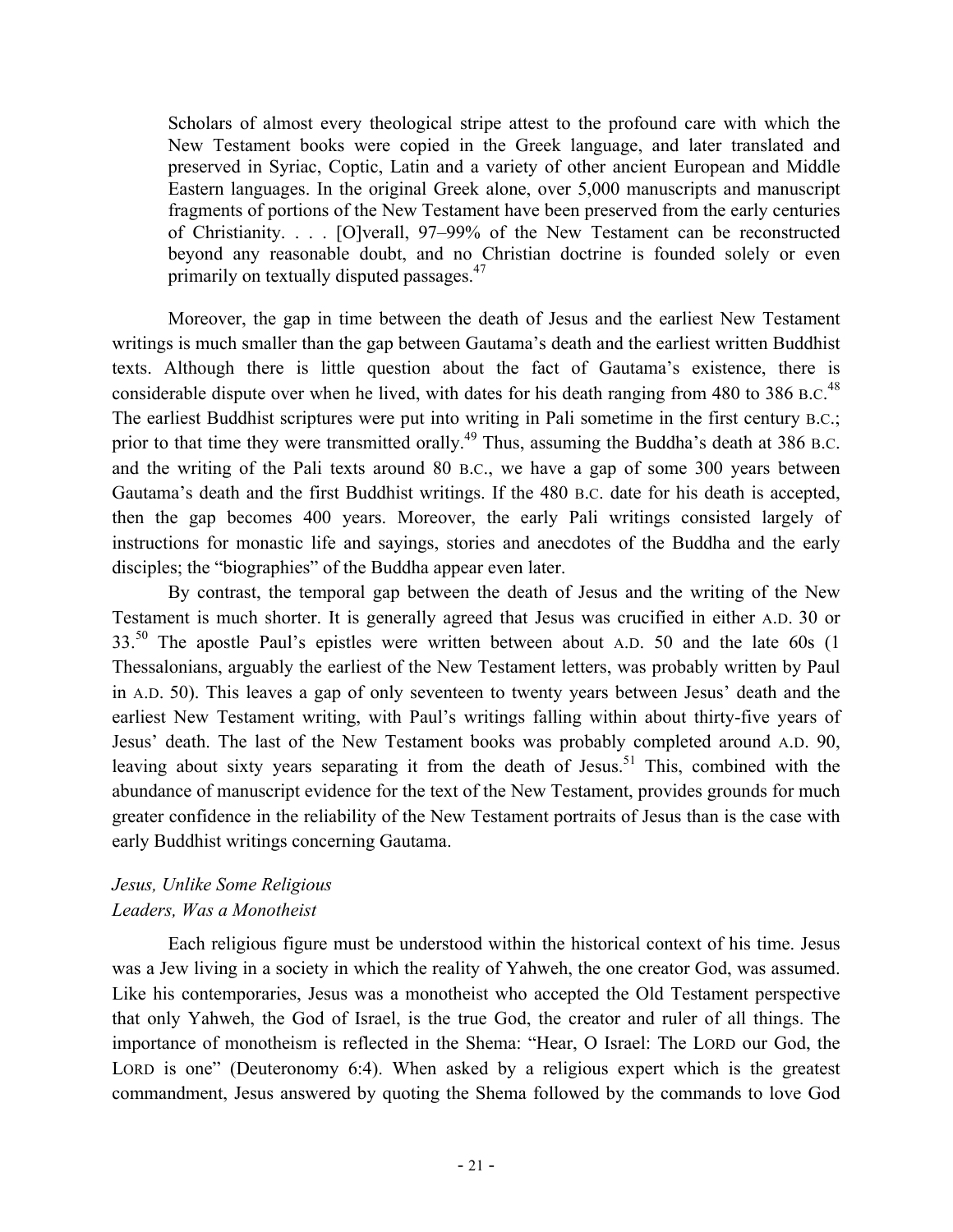> Scholars of almost every theological stripe attest to the profound care with which the New Testament books were copied in the Greek language, and later translated and preserved in Syriac, Coptic, Latin and a variety of other ancient European and Middle Eastern languages. In the original Greek alone, over 5,000 manuscripts and manuscript fragments of portions of the New Testament have been preserved from the early centuries of Christianity. . . . [O]verall, 97–99% of the New Testament can be reconstructed beyond any reasonable doubt, and no Christian doctrine is founded solely or even primarily on textually disputed passages.[47]

Moreover, the gap in time between the death of Jesus and the earliest New Testament writings is much smaller than the gap between Gautama's death and the earliest written Buddhist texts. Although there is little question about the fact of Gautama's existence, there is considerable dispute over when he lived, with dates for his death ranging from 480 to 386 B.C.[48] The earliest Buddhist scriptures were put into writing in Pali sometime in the first century B.C.; prior to that time they were transmitted orally.[49] Thus, assuming the Buddha's death at 386 B.C. and the writing of the Pali texts around 80 B.C., we have a gap of some 300 years between Gautama's death and the first Buddhist writings. If the 480 B.C. date for his death is accepted, then the gap becomes 400 years. Moreover, the early Pali writings consisted largely of instructions for monastic life and sayings, stories and anecdotes of the Buddha and the early disciples; the "biographies" of the Buddha appear even later.

By contrast, the temporal gap between the death of Jesus and the writing of the New Testament is much shorter. It is generally agreed that Jesus was crucified in either A.D. 30 or 33.[50] The apostle Paul's epistles were written between about A.D. 50 and the late 60s (1 Thessalonians, arguably the earliest of the New Testament letters, was probably written by Paul in A.D. 50). This leaves a gap of only seventeen to twenty years between Jesus' death and the earliest New Testament writing, with Paul's writings falling within about thirty-five years of Jesus' death. The last of the New Testament books was probably completed around A.D. 90, leaving about sixty years separating it from the death of Jesus.[51] This, combined with the abundance of manuscript evidence for the text of the New Testament, provides grounds for much greater confidence in the reliability of the New Testament portraits of Jesus than is the case with early Buddhist writings concerning Gautama.

### *Jesus, Unlike Some Religious Leaders, Was a Monotheist*

Each religious figure must be understood within the historical context of his time. Jesus was a Jew living in a society in which the reality of Yahweh, the one creator God, was assumed. Like his contemporaries, Jesus was a monotheist who accepted the Old Testament perspective that only Yahweh, the God of Israel, is the true God, the creator and ruler of all things. The importance of monotheism is reflected in the Shema: "Hear, O Israel: The LORD our God, the LORD is one" (Deuteronomy 6:4). When asked by a religious expert which is the greatest commandment, Jesus answered by quoting the Shema followed by the commands to love God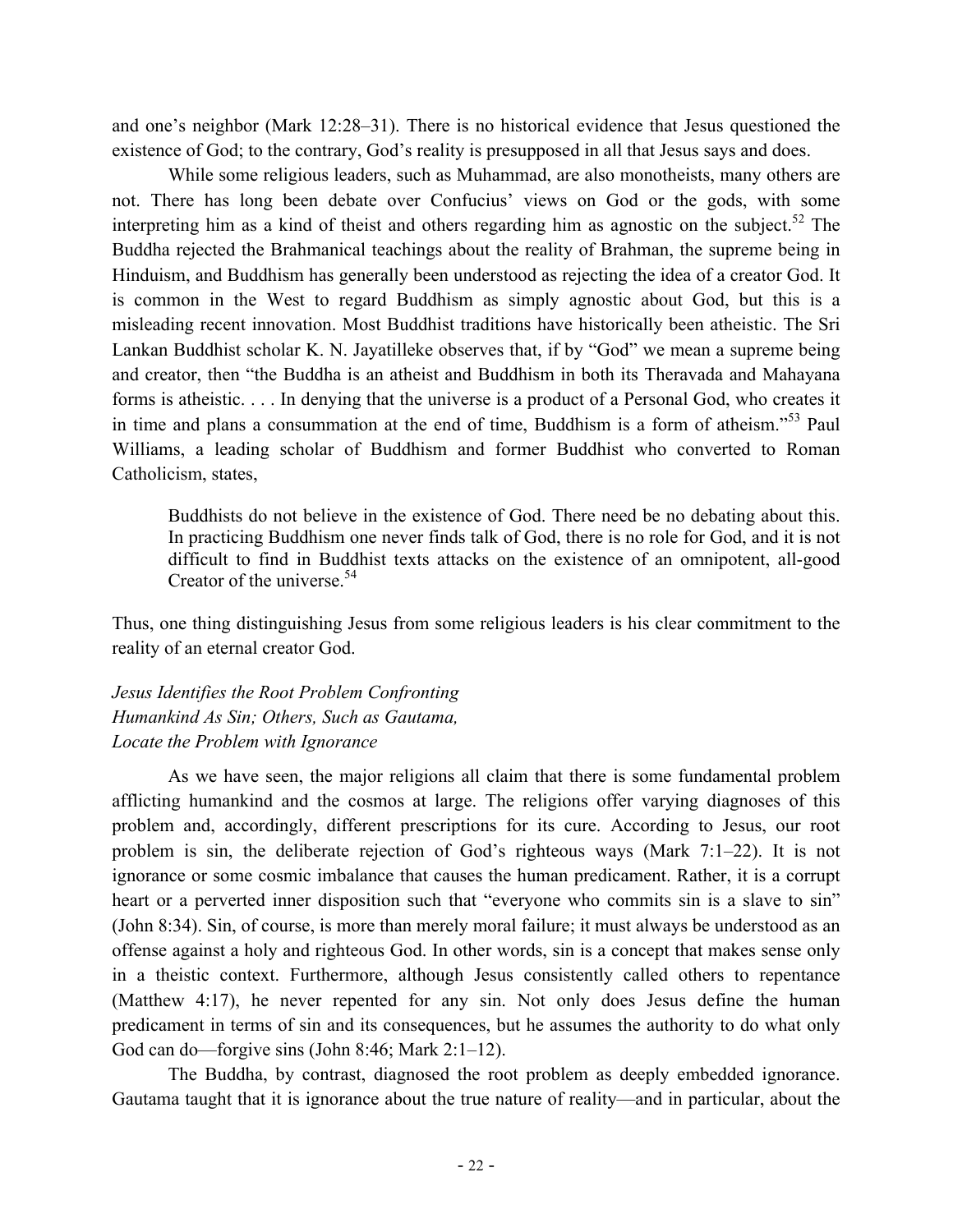and one's neighbor (Mark 12:28–31). There is no historical evidence that Jesus questioned the existence of God; to the contrary, God's reality is presupposed in all that Jesus says and does.

While some religious leaders, such as Muhammad, are also monotheists, many others are not. There has long been debate over Confucius' views on God or the gods, with some interpreting him as a kind of theist and others regarding him as agnostic on the subject.[52] The Buddha rejected the Brahmanical teachings about the reality of Brahman, the supreme being in Hinduism, and Buddhism has generally been understood as rejecting the idea of a creator God. It is common in the West to regard Buddhism as simply agnostic about God, but this is a misleading recent innovation. Most Buddhist traditions have historically been atheistic. The Sri Lankan Buddhist scholar K. N. Jayatilleke observes that, if by "God" we mean a supreme being and creator, then "the Buddha is an atheist and Buddhism in both its Theravada and Mahayana forms is atheistic. . . . In denying that the universe is a product of a Personal God, who creates it in time and plans a consummation at the end of time, Buddhism is a form of atheism."[53] Paul Williams, a leading scholar of Buddhism and former Buddhist who converted to Roman Catholicism, states,

> Buddhists do not believe in the existence of God. There need be no debating about this. In practicing Buddhism one never finds talk of God, there is no role for God, and it is not difficult to find in Buddhist texts attacks on the existence of an omnipotent, all-good Creator of the universe.[54]

Thus, one thing distinguishing Jesus from some religious leaders is his clear commitment to the reality of an eternal creator God.

### *Jesus Identifies the Root Problem Confronting Humankind As Sin; Others, Such as Gautama, Locate the Problem with Ignorance*

As we have seen, the major religions all claim that there is some fundamental problem afflicting humankind and the cosmos at large. The religions offer varying diagnoses of this problem and, accordingly, different prescriptions for its cure. According to Jesus, our root problem is sin, the deliberate rejection of God's righteous ways (Mark 7:1–22). It is not ignorance or some cosmic imbalance that causes the human predicament. Rather, it is a corrupt heart or a perverted inner disposition such that "everyone who commits sin is a slave to sin" (John 8:34). Sin, of course, is more than merely moral failure; it must always be understood as an offense against a holy and righteous God. In other words, sin is a concept that makes sense only in a theistic context. Furthermore, although Jesus consistently called others to repentance (Matthew 4:17), he never repented for any sin. Not only does Jesus define the human predicament in terms of sin and its consequences, but he assumes the authority to do what only God can do—forgive sins (John 8:46; Mark 2:1–12).

The Buddha, by contrast, diagnosed the root problem as deeply embedded ignorance. Gautama taught that it is ignorance about the true nature of reality—and in particular, about the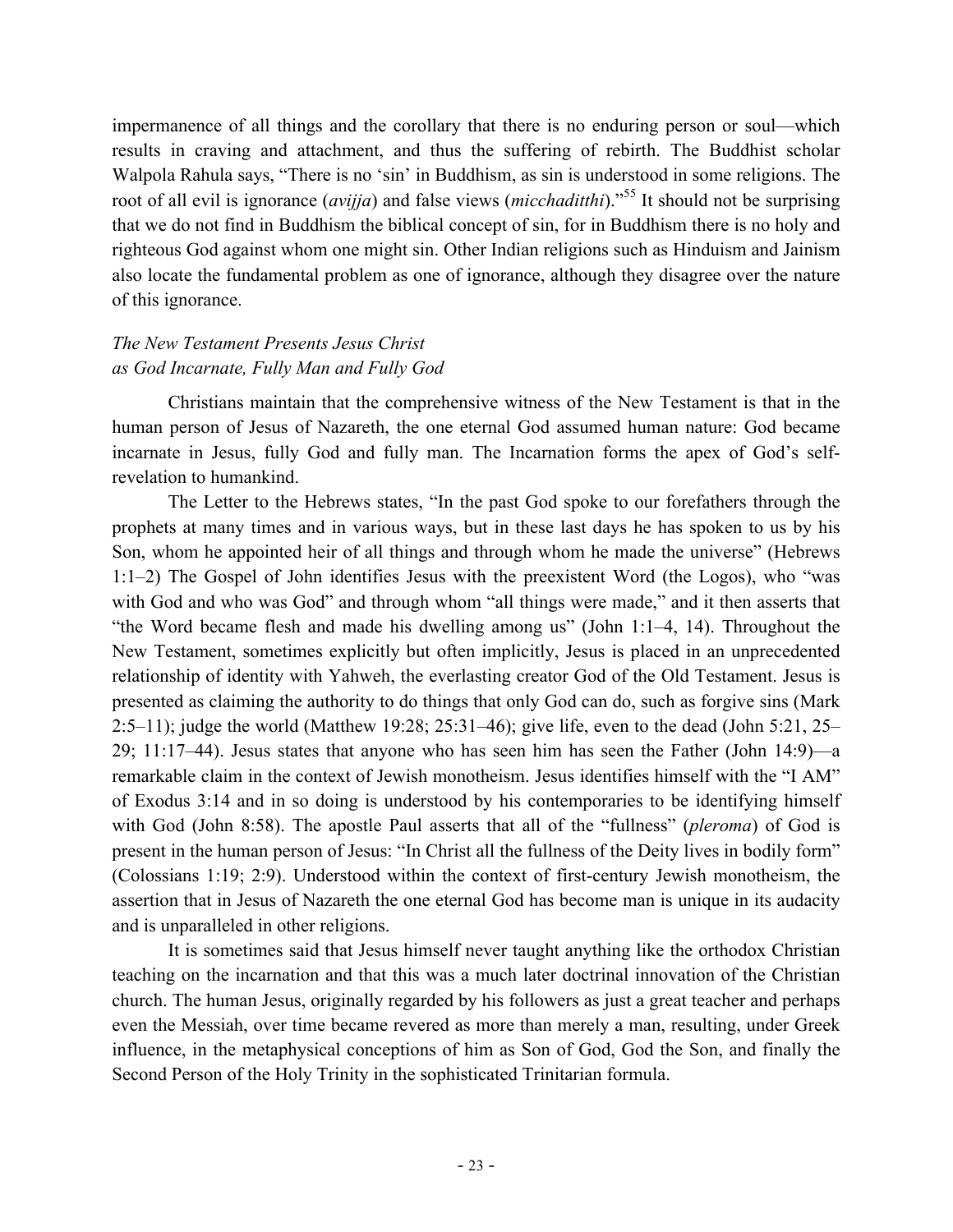impermanence of all things and the corollary that there is no enduring person or soul—which results in craving and attachment, and thus the suffering of rebirth. The Buddhist scholar Walpola Rahula says, "There is no 'sin' in Buddhism, as sin is understood in some religions. The root of all evil is ignorance (*avijja*) and false views (*micchaditthi*)."[55] It should not be surprising that we do not find in Buddhism the biblical concept of sin, for in Buddhism there is no holy and righteous God against whom one might sin. Other Indian religions such as Hinduism and Jainism also locate the fundamental problem as one of ignorance, although they disagree over the nature of this ignorance.

*The New Testament Presents Jesus Christ as God Incarnate, Fully Man and Fully God*

Christians maintain that the comprehensive witness of the New Testament is that in the human person of Jesus of Nazareth, the one eternal God assumed human nature: God became incarnate in Jesus, fully God and fully man. The Incarnation forms the apex of God's self-revelation to humankind.

The Letter to the Hebrews states, "In the past God spoke to our forefathers through the prophets at many times and in various ways, but in these last days he has spoken to us by his Son, whom he appointed heir of all things and through whom he made the universe" (Hebrews 1:1–2) The Gospel of John identifies Jesus with the preexistent Word (the Logos), who "was with God and who was God" and through whom "all things were made," and it then asserts that "the Word became flesh and made his dwelling among us" (John 1:1–4, 14). Throughout the New Testament, sometimes explicitly but often implicitly, Jesus is placed in an unprecedented relationship of identity with Yahweh, the everlasting creator God of the Old Testament. Jesus is presented as claiming the authority to do things that only God can do, such as forgive sins (Mark 2:5–11); judge the world (Matthew 19:28; 25:31–46); give life, even to the dead (John 5:21, 25–29; 11:17–44). Jesus states that anyone who has seen him has seen the Father (John 14:9)—a remarkable claim in the context of Jewish monotheism. Jesus identifies himself with the "I AM" of Exodus 3:14 and in so doing is understood by his contemporaries to be identifying himself with God (John 8:58). The apostle Paul asserts that all of the "fullness" (*pleroma*) of God is present in the human person of Jesus: "In Christ all the fullness of the Deity lives in bodily form" (Colossians 1:19; 2:9). Understood within the context of first-century Jewish monotheism, the assertion that in Jesus of Nazareth the one eternal God has become man is unique in its audacity and is unparalleled in other religions.

It is sometimes said that Jesus himself never taught anything like the orthodox Christian teaching on the incarnation and that this was a much later doctrinal innovation of the Christian church. The human Jesus, originally regarded by his followers as just a great teacher and perhaps even the Messiah, over time became revered as more than merely a man, resulting, under Greek influence, in the metaphysical conceptions of him as Son of God, God the Son, and finally the Second Person of the Holy Trinity in the sophisticated Trinitarian formula.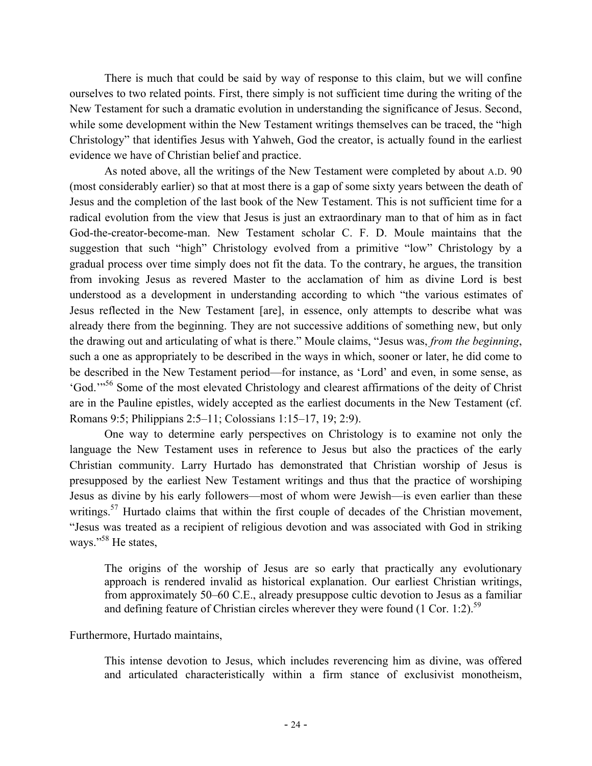There is much that could be said by way of response to this claim, but we will confine ourselves to two related points. First, there simply is not sufficient time during the writing of the New Testament for such a dramatic evolution in understanding the significance of Jesus. Second, while some development within the New Testament writings themselves can be traced, the "high Christology" that identifies Jesus with Yahweh, God the creator, is actually found in the earliest evidence we have of Christian belief and practice.

As noted above, all the writings of the New Testament were completed by about A.D. 90 (most considerably earlier) so that at most there is a gap of some sixty years between the death of Jesus and the completion of the last book of the New Testament. This is not sufficient time for a radical evolution from the view that Jesus is just an extraordinary man to that of him as in fact God-the-creator-become-man. New Testament scholar C. F. D. Moule maintains that the suggestion that such "high" Christology evolved from a primitive "low" Christology by a gradual process over time simply does not fit the data. To the contrary, he argues, the transition from invoking Jesus as revered Master to the acclamation of him as divine Lord is best understood as a development in understanding according to which "the various estimates of Jesus reflected in the New Testament [are], in essence, only attempts to describe what was already there from the beginning. They are not successive additions of something new, but only the drawing out and articulating of what is there." Moule claims, "Jesus was, *from the beginning*, such a one as appropriately to be described in the ways in which, sooner or later, he did come to be described in the New Testament period—for instance, as 'Lord' and even, in some sense, as 'God.'"[56] Some of the most elevated Christology and clearest affirmations of the deity of Christ are in the Pauline epistles, widely accepted as the earliest documents in the New Testament (cf. Romans 9:5; Philippians 2:5–11; Colossians 1:15–17, 19; 2:9).

One way to determine early perspectives on Christology is to examine not only the language the New Testament uses in reference to Jesus but also the practices of the early Christian community. Larry Hurtado has demonstrated that Christian worship of Jesus is presupposed by the earliest New Testament writings and thus that the practice of worshiping Jesus as divine by his early followers—most of whom were Jewish—is even earlier than these writings.[57] Hurtado claims that within the first couple of decades of the Christian movement, "Jesus was treated as a recipient of religious devotion and was associated with God in striking ways."[58] He states,

> The origins of the worship of Jesus are so early that practically any evolutionary approach is rendered invalid as historical explanation. Our earliest Christian writings, from approximately 50–60 C.E., already presuppose cultic devotion to Jesus as a familiar and defining feature of Christian circles wherever they were found (1 Cor. 1:2).[59]

Furthermore, Hurtado maintains,

> This intense devotion to Jesus, which includes reverencing him as divine, was offered and articulated characteristically within a firm stance of exclusivist monotheism,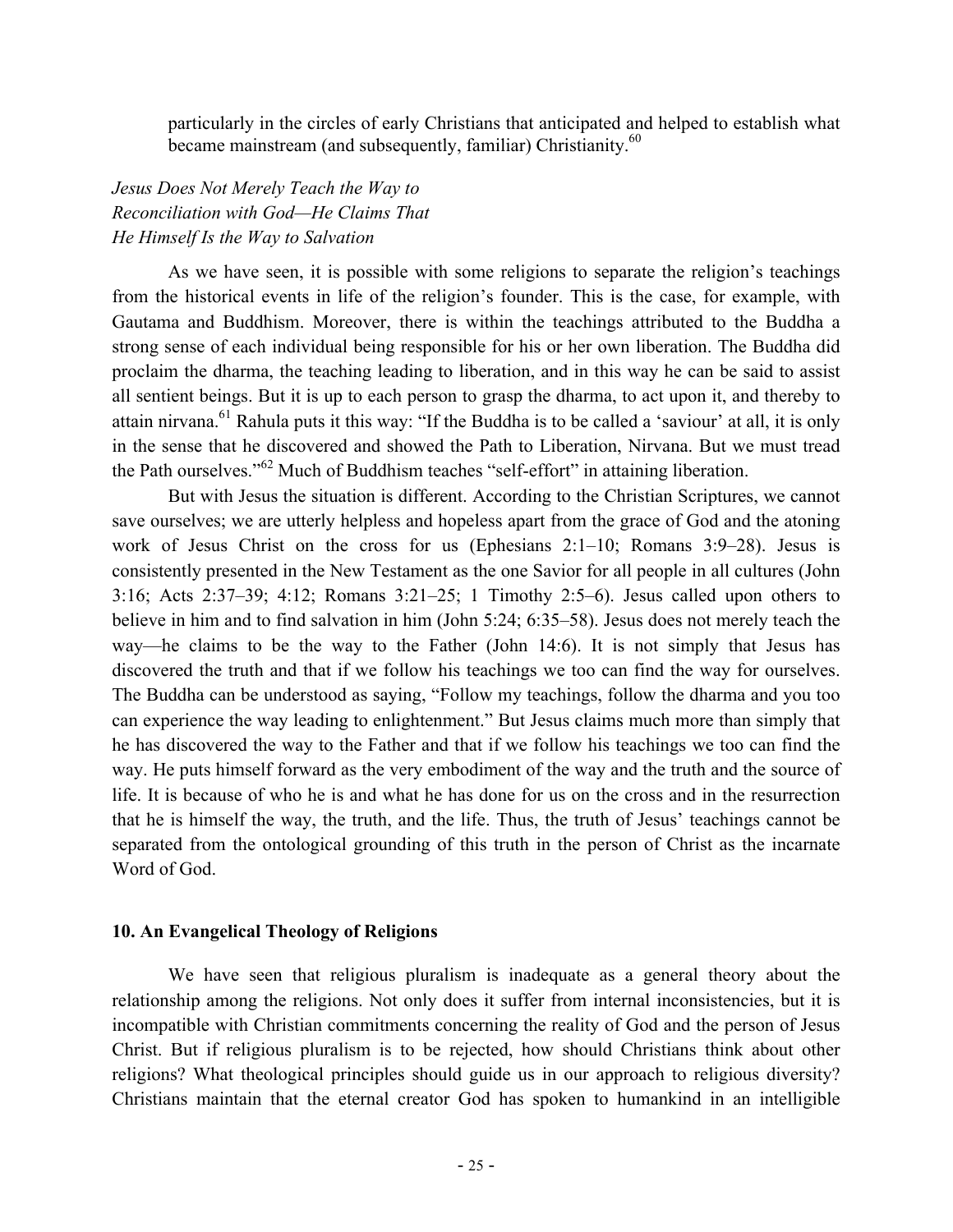particularly in the circles of early Christians that anticipated and helped to establish what became mainstream (and subsequently, familiar) Christianity.[60]

*Jesus Does Not Merely Teach the Way to Reconciliation with God—He Claims That He Himself Is the Way to Salvation*

As we have seen, it is possible with some religions to separate the religion's teachings from the historical events in life of the religion's founder. This is the case, for example, with Gautama and Buddhism. Moreover, there is within the teachings attributed to the Buddha a strong sense of each individual being responsible for his or her own liberation. The Buddha did proclaim the dharma, the teaching leading to liberation, and in this way he can be said to assist all sentient beings. But it is up to each person to grasp the dharma, to act upon it, and thereby to attain nirvana.[61] Rahula puts it this way: "If the Buddha is to be called a 'saviour' at all, it is only in the sense that he discovered and showed the Path to Liberation, Nirvana. But we must tread the Path ourselves."[62] Much of Buddhism teaches "self-effort" in attaining liberation.

But with Jesus the situation is different. According to the Christian Scriptures, we cannot save ourselves; we are utterly helpless and hopeless apart from the grace of God and the atoning work of Jesus Christ on the cross for us (Ephesians 2:1–10; Romans 3:9–28). Jesus is consistently presented in the New Testament as the one Savior for all people in all cultures (John 3:16; Acts 2:37–39; 4:12; Romans 3:21–25; 1 Timothy 2:5–6). Jesus called upon others to believe in him and to find salvation in him (John 5:24; 6:35–58). Jesus does not merely teach the way—he claims to be the way to the Father (John 14:6). It is not simply that Jesus has discovered the truth and that if we follow his teachings we too can find the way for ourselves. The Buddha can be understood as saying, "Follow my teachings, follow the dharma and you too can experience the way leading to enlightenment." But Jesus claims much more than simply that he has discovered the way to the Father and that if we follow his teachings we too can find the way. He puts himself forward as the very embodiment of the way and the truth and the source of life. It is because of who he is and what he has done for us on the cross and in the resurrection that he is himself the way, the truth, and the life. Thus, the truth of Jesus' teachings cannot be separated from the ontological grounding of this truth in the person of Christ as the incarnate Word of God.

## 10. An Evangelical Theology of Religions

We have seen that religious pluralism is inadequate as a general theory about the relationship among the religions. Not only does it suffer from internal inconsistencies, but it is incompatible with Christian commitments concerning the reality of God and the person of Jesus Christ. But if religious pluralism is to be rejected, how should Christians think about other religions? What theological principles should guide us in our approach to religious diversity? Christians maintain that the eternal creator God has spoken to humankind in an intelligible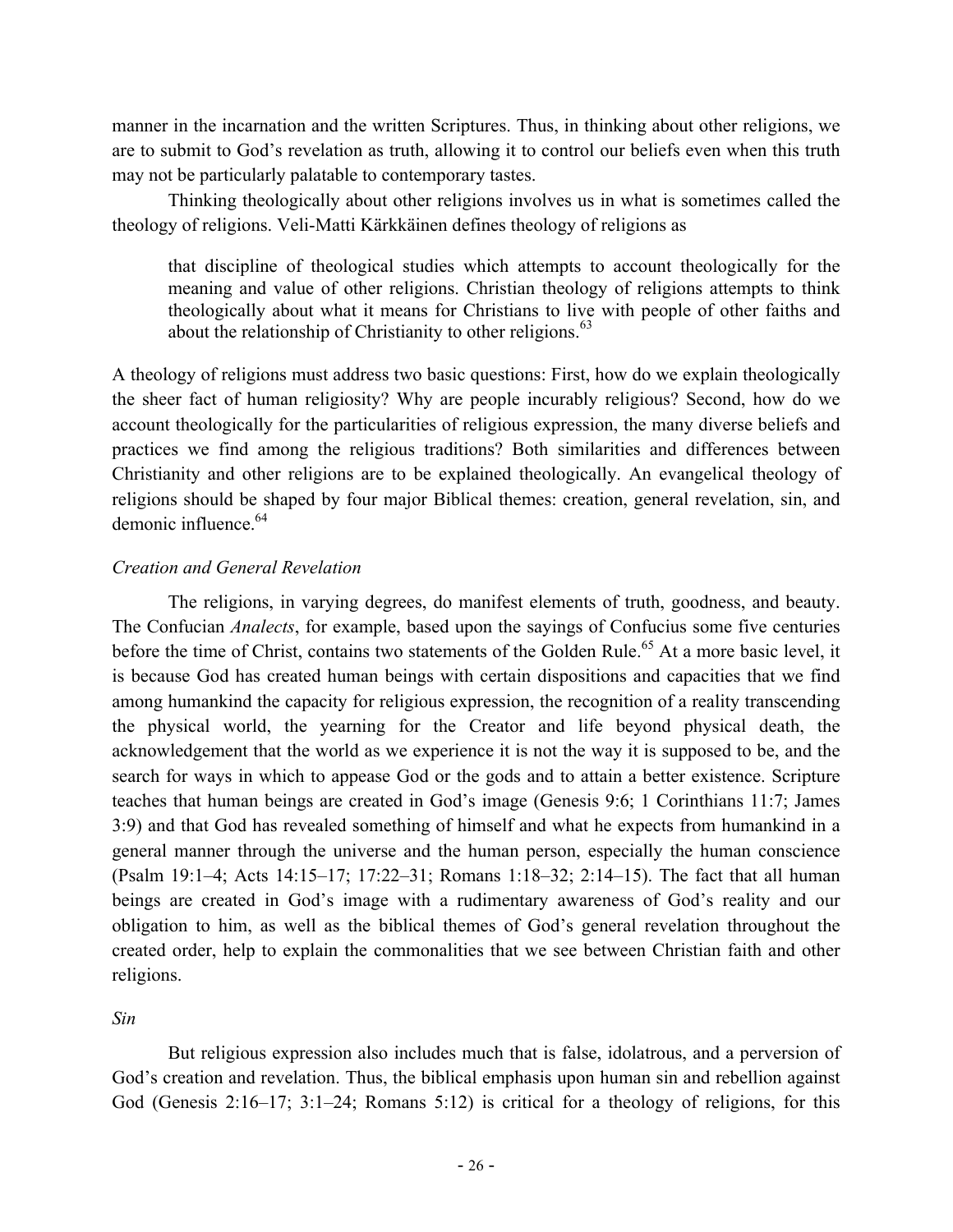manner in the incarnation and the written Scriptures. Thus, in thinking about other religions, we are to submit to God's revelation as truth, allowing it to control our beliefs even when this truth may not be particularly palatable to contemporary tastes.

Thinking theologically about other religions involves us in what is sometimes called the theology of religions. Veli-Matti Kärkkäinen defines theology of religions as

> that discipline of theological studies which attempts to account theologically for the meaning and value of other religions. Christian theology of religions attempts to think theologically about what it means for Christians to live with people of other faiths and about the relationship of Christianity to other religions.[63]

A theology of religions must address two basic questions: First, how do we explain theologically the sheer fact of human religiosity? Why are people incurably religious? Second, how do we account theologically for the particularities of religious expression, the many diverse beliefs and practices we find among the religious traditions? Both similarities and differences between Christianity and other religions are to be explained theologically. An evangelical theology of religions should be shaped by four major Biblical themes: creation, general revelation, sin, and demonic influence.[64]

*Creation and General Revelation*

The religions, in varying degrees, do manifest elements of truth, goodness, and beauty. The Confucian *Analects*, for example, based upon the sayings of Confucius some five centuries before the time of Christ, contains two statements of the Golden Rule.[65] At a more basic level, it is because God has created human beings with certain dispositions and capacities that we find among humankind the capacity for religious expression, the recognition of a reality transcending the physical world, the yearning for the Creator and life beyond physical death, the acknowledgement that the world as we experience it is not the way it is supposed to be, and the search for ways in which to appease God or the gods and to attain a better existence. Scripture teaches that human beings are created in God's image (Genesis 9:6; 1 Corinthians 11:7; James 3:9) and that God has revealed something of himself and what he expects from humankind in a general manner through the universe and the human person, especially the human conscience (Psalm 19:1–4; Acts 14:15–17; 17:22–31; Romans 1:18–32; 2:14–15). The fact that all human beings are created in God's image with a rudimentary awareness of God's reality and our obligation to him, as well as the biblical themes of God's general revelation throughout the created order, help to explain the commonalities that we see between Christian faith and other religions.

*Sin*

But religious expression also includes much that is false, idolatrous, and a perversion of God's creation and revelation. Thus, the biblical emphasis upon human sin and rebellion against God (Genesis 2:16–17; 3:1–24; Romans 5:12) is critical for a theology of religions, for this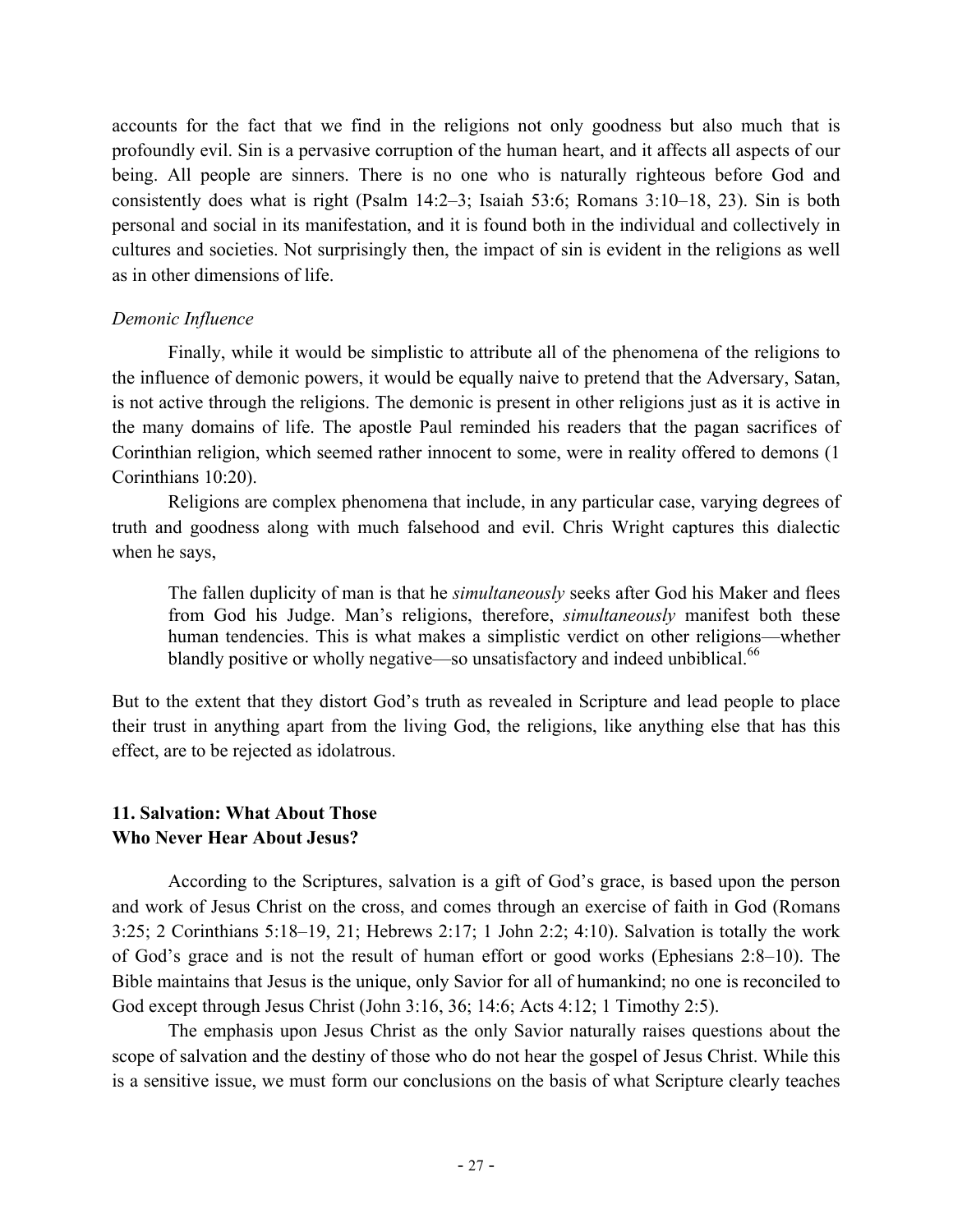accounts for the fact that we find in the religions not only goodness but also much that is profoundly evil. Sin is a pervasive corruption of the human heart, and it affects all aspects of our being. All people are sinners. There is no one who is naturally righteous before God and consistently does what is right (Psalm 14:2–3; Isaiah 53:6; Romans 3:10–18, 23). Sin is both personal and social in its manifestation, and it is found both in the individual and collectively in cultures and societies. Not surprisingly then, the impact of sin is evident in the religions as well as in other dimensions of life.

*Demonic Influence*

Finally, while it would be simplistic to attribute all of the phenomena of the religions to the influence of demonic powers, it would be equally naive to pretend that the Adversary, Satan, is not active through the religions. The demonic is present in other religions just as it is active in the many domains of life. The apostle Paul reminded his readers that the pagan sacrifices of Corinthian religion, which seemed rather innocent to some, were in reality offered to demons (1 Corinthians 10:20).

Religions are complex phenomena that include, in any particular case, varying degrees of truth and goodness along with much falsehood and evil. Chris Wright captures this dialectic when he says,

> The fallen duplicity of man is that he *simultaneously* seeks after God his Maker and flees from God his Judge. Man's religions, therefore, *simultaneously* manifest both these human tendencies. This is what makes a simplistic verdict on other religions—whether blandly positive or wholly negative—so unsatisfactory and indeed unbiblical.[66]

But to the extent that they distort God's truth as revealed in Scripture and lead people to place their trust in anything apart from the living God, the religions, like anything else that has this effect, are to be rejected as idolatrous.

### 11. Salvation: What About Those Who Never Hear About Jesus?

According to the Scriptures, salvation is a gift of God's grace, is based upon the person and work of Jesus Christ on the cross, and comes through an exercise of faith in God (Romans 3:25; 2 Corinthians 5:18–19, 21; Hebrews 2:17; 1 John 2:2; 4:10). Salvation is totally the work of God's grace and is not the result of human effort or good works (Ephesians 2:8–10). The Bible maintains that Jesus is the unique, only Savior for all of humankind; no one is reconciled to God except through Jesus Christ (John 3:16, 36; 14:6; Acts 4:12; 1 Timothy 2:5).

The emphasis upon Jesus Christ as the only Savior naturally raises questions about the scope of salvation and the destiny of those who do not hear the gospel of Jesus Christ. While this is a sensitive issue, we must form our conclusions on the basis of what Scripture clearly teaches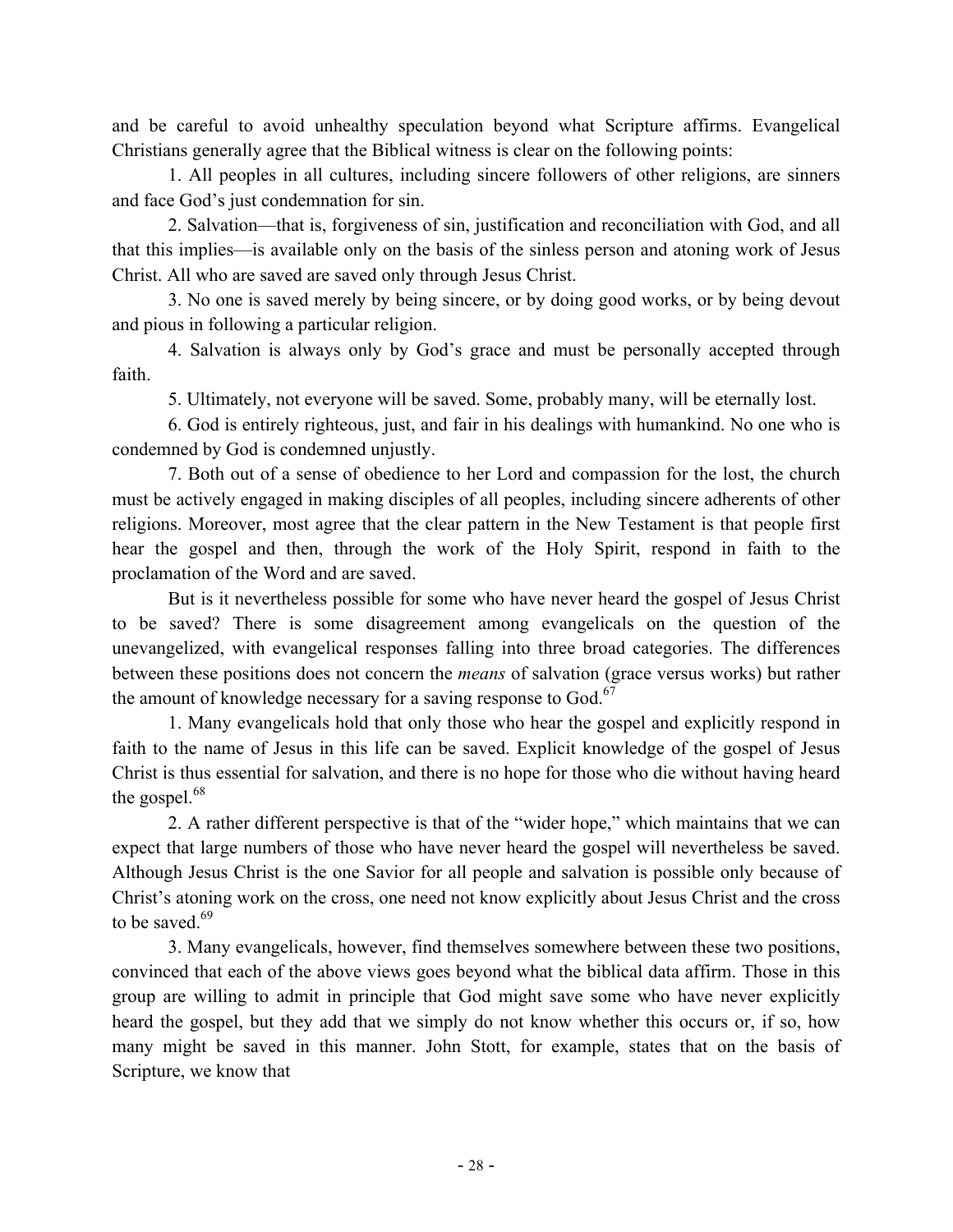and be careful to avoid unhealthy speculation beyond what Scripture affirms. Evangelical Christians generally agree that the Biblical witness is clear on the following points:

1. All peoples in all cultures, including sincere followers of other religions, are sinners and face God's just condemnation for sin.

2. Salvation—that is, forgiveness of sin, justification and reconciliation with God, and all that this implies—is available only on the basis of the sinless person and atoning work of Jesus Christ. All who are saved are saved only through Jesus Christ.

3. No one is saved merely by being sincere, or by doing good works, or by being devout and pious in following a particular religion.

4. Salvation is always only by God's grace and must be personally accepted through faith.

5. Ultimately, not everyone will be saved. Some, probably many, will be eternally lost.

6. God is entirely righteous, just, and fair in his dealings with humankind. No one who is condemned by God is condemned unjustly.

7. Both out of a sense of obedience to her Lord and compassion for the lost, the church must be actively engaged in making disciples of all peoples, including sincere adherents of other religions. Moreover, most agree that the clear pattern in the New Testament is that people first hear the gospel and then, through the work of the Holy Spirit, respond in faith to the proclamation of the Word and are saved.

But is it nevertheless possible for some who have never heard the gospel of Jesus Christ to be saved? There is some disagreement among evangelicals on the question of the unevangelized, with evangelical responses falling into three broad categories. The differences between these positions does not concern the *means* of salvation (grace versus works) but rather the amount of knowledge necessary for a saving response to God.[67]

1. Many evangelicals hold that only those who hear the gospel and explicitly respond in faith to the name of Jesus in this life can be saved. Explicit knowledge of the gospel of Jesus Christ is thus essential for salvation, and there is no hope for those who die without having heard the gospel.[68]

2. A rather different perspective is that of the "wider hope," which maintains that we can expect that large numbers of those who have never heard the gospel will nevertheless be saved. Although Jesus Christ is the one Savior for all people and salvation is possible only because of Christ's atoning work on the cross, one need not know explicitly about Jesus Christ and the cross to be saved.[69]

3. Many evangelicals, however, find themselves somewhere between these two positions, convinced that each of the above views goes beyond what the biblical data affirm. Those in this group are willing to admit in principle that God might save some who have never explicitly heard the gospel, but they add that we simply do not know whether this occurs or, if so, how many might be saved in this manner. John Stott, for example, states that on the basis of Scripture, we know that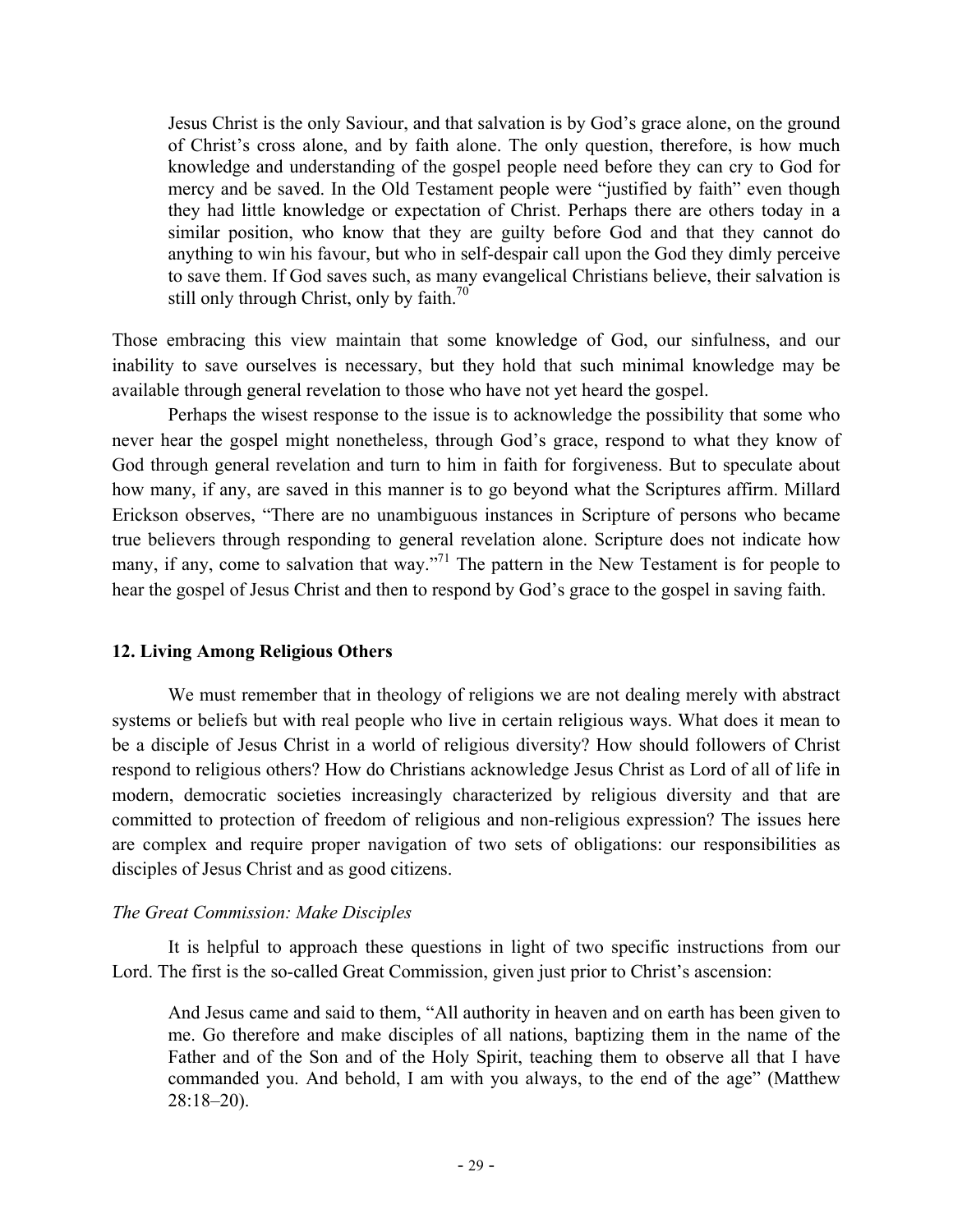> Jesus Christ is the only Saviour, and that salvation is by God's grace alone, on the ground of Christ's cross alone, and by faith alone. The only question, therefore, is how much knowledge and understanding of the gospel people need before they can cry to God for mercy and be saved. In the Old Testament people were "justified by faith" even though they had little knowledge or expectation of Christ. Perhaps there are others today in a similar position, who know that they are guilty before God and that they cannot do anything to win his favour, but who in self-despair call upon the God they dimly perceive to save them. If God saves such, as many evangelical Christians believe, their salvation is still only through Christ, only by faith.[70]

Those embracing this view maintain that some knowledge of God, our sinfulness, and our inability to save ourselves is necessary, but they hold that such minimal knowledge may be available through general revelation to those who have not yet heard the gospel.

Perhaps the wisest response to the issue is to acknowledge the possibility that some who never hear the gospel might nonetheless, through God's grace, respond to what they know of God through general revelation and turn to him in faith for forgiveness. But to speculate about how many, if any, are saved in this manner is to go beyond what the Scriptures affirm. Millard Erickson observes, "There are no unambiguous instances in Scripture of persons who became true believers through responding to general revelation alone. Scripture does not indicate how many, if any, come to salvation that way."[71] The pattern in the New Testament is for people to hear the gospel of Jesus Christ and then to respond by God's grace to the gospel in saving faith.

## 12. Living Among Religious Others

We must remember that in theology of religions we are not dealing merely with abstract systems or beliefs but with real people who live in certain religious ways. What does it mean to be a disciple of Jesus Christ in a world of religious diversity? How should followers of Christ respond to religious others? How do Christians acknowledge Jesus Christ as Lord of all of life in modern, democratic societies increasingly characterized by religious diversity and that are committed to protection of freedom of religious and non-religious expression? The issues here are complex and require proper navigation of two sets of obligations: our responsibilities as disciples of Jesus Christ and as good citizens.

### *The Great Commission: Make Disciples*

It is helpful to approach these questions in light of two specific instructions from our Lord. The first is the so-called Great Commission, given just prior to Christ's ascension:

> And Jesus came and said to them, "All authority in heaven and on earth has been given to me. Go therefore and make disciples of all nations, baptizing them in the name of the Father and of the Son and of the Holy Spirit, teaching them to observe all that I have commanded you. And behold, I am with you always, to the end of the age" (Matthew 28:18–20).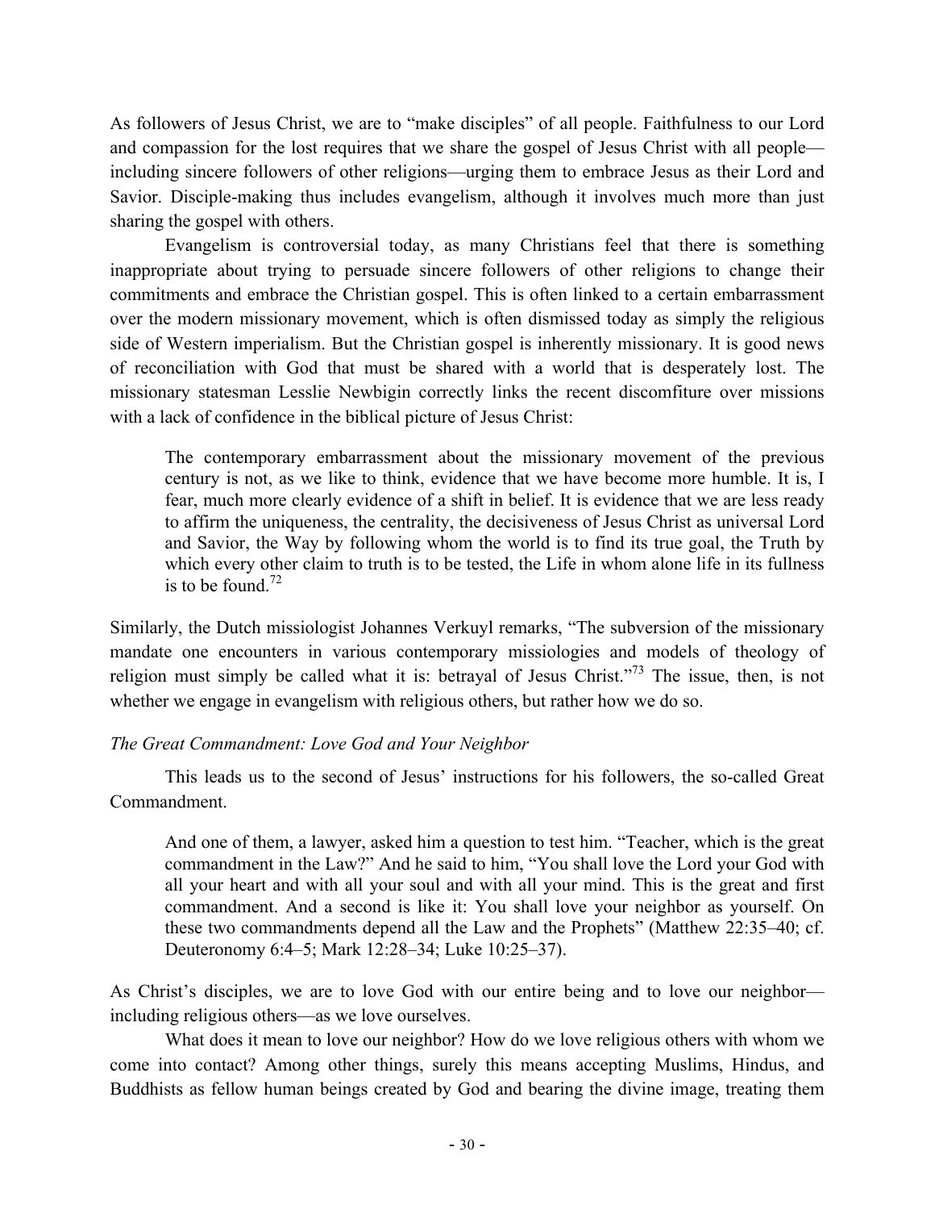As followers of Jesus Christ, we are to "make disciples" of all people. Faithfulness to our Lord and compassion for the lost requires that we share the gospel of Jesus Christ with all people—including sincere followers of other religions—urging them to embrace Jesus as their Lord and Savior. Disciple-making thus includes evangelism, although it involves much more than just sharing the gospel with others.

Evangelism is controversial today, as many Christians feel that there is something inappropriate about trying to persuade sincere followers of other religions to change their commitments and embrace the Christian gospel. This is often linked to a certain embarrassment over the modern missionary movement, which is often dismissed today as simply the religious side of Western imperialism. But the Christian gospel is inherently missionary. It is good news of reconciliation with God that must be shared with a world that is desperately lost. The missionary statesman Lesslie Newbigin correctly links the recent discomfiture over missions with a lack of confidence in the biblical picture of Jesus Christ:

> The contemporary embarrassment about the missionary movement of the previous century is not, as we like to think, evidence that we have become more humble. It is, I fear, much more clearly evidence of a shift in belief. It is evidence that we are less ready to affirm the uniqueness, the centrality, the decisiveness of Jesus Christ as universal Lord and Savior, the Way by following whom the world is to find its true goal, the Truth by which every other claim to truth is to be tested, the Life in whom alone life in its fullness is to be found.[72]

Similarly, the Dutch missiologist Johannes Verkuyl remarks, "The subversion of the missionary mandate one encounters in various contemporary missiologies and models of theology of religion must simply be called what it is: betrayal of Jesus Christ."[73] The issue, then, is not whether we engage in evangelism with religious others, but rather how we do so.

*The Great Commandment: Love God and Your Neighbor*

This leads us to the second of Jesus' instructions for his followers, the so-called Great Commandment.

> And one of them, a lawyer, asked him a question to test him. "Teacher, which is the great commandment in the Law?" And he said to him, "You shall love the Lord your God with all your heart and with all your soul and with all your mind. This is the great and first commandment. And a second is like it: You shall love your neighbor as yourself. On these two commandments depend all the Law and the Prophets" (Matthew 22:35–40; cf. Deuteronomy 6:4–5; Mark 12:28–34; Luke 10:25–37).

As Christ's disciples, we are to love God with our entire being and to love our neighbor—including religious others—as we love ourselves.

What does it mean to love our neighbor? How do we love religious others with whom we come into contact? Among other things, surely this means accepting Muslims, Hindus, and Buddhists as fellow human beings created by God and bearing the divine image, treating them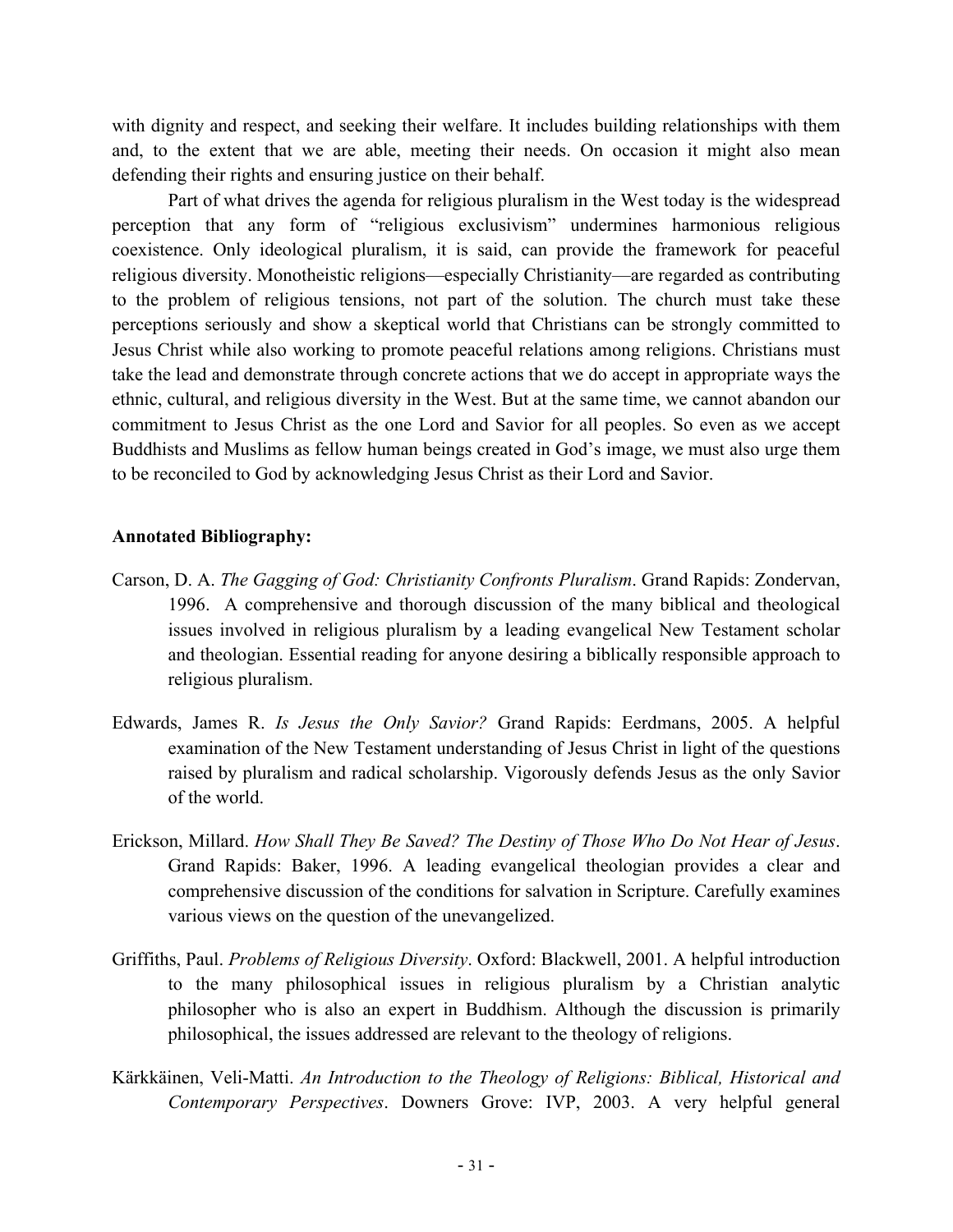with dignity and respect, and seeking their welfare. It includes building relationships with them and, to the extent that we are able, meeting their needs. On occasion it might also mean defending their rights and ensuring justice on their behalf.

Part of what drives the agenda for religious pluralism in the West today is the widespread perception that any form of "religious exclusivism" undermines harmonious religious coexistence. Only ideological pluralism, it is said, can provide the framework for peaceful religious diversity. Monotheistic religions—especially Christianity—are regarded as contributing to the problem of religious tensions, not part of the solution. The church must take these perceptions seriously and show a skeptical world that Christians can be strongly committed to Jesus Christ while also working to promote peaceful relations among religions. Christians must take the lead and demonstrate through concrete actions that we do accept in appropriate ways the ethnic, cultural, and religious diversity in the West. But at the same time, we cannot abandon our commitment to Jesus Christ as the one Lord and Savior for all peoples. So even as we accept Buddhists and Muslims as fellow human beings created in God's image, we must also urge them to be reconciled to God by acknowledging Jesus Christ as their Lord and Savior.

**Annotated Bibliography:**

Carson, D. A. *The Gagging of God: Christianity Confronts Pluralism*. Grand Rapids: Zondervan, 1996. A comprehensive and thorough discussion of the many biblical and theological issues involved in religious pluralism by a leading evangelical New Testament scholar and theologian. Essential reading for anyone desiring a biblically responsible approach to religious pluralism.

Edwards, James R. *Is Jesus the Only Savior?* Grand Rapids: Eerdmans, 2005. A helpful examination of the New Testament understanding of Jesus Christ in light of the questions raised by pluralism and radical scholarship. Vigorously defends Jesus as the only Savior of the world.

Erickson, Millard. *How Shall They Be Saved? The Destiny of Those Who Do Not Hear of Jesus*. Grand Rapids: Baker, 1996. A leading evangelical theologian provides a clear and comprehensive discussion of the conditions for salvation in Scripture. Carefully examines various views on the question of the unevangelized.

Griffiths, Paul. *Problems of Religious Diversity*. Oxford: Blackwell, 2001. A helpful introduction to the many philosophical issues in religious pluralism by a Christian analytic philosopher who is also an expert in Buddhism. Although the discussion is primarily philosophical, the issues addressed are relevant to the theology of religions.

Kärkkäinen, Veli-Matti. *An Introduction to the Theology of Religions: Biblical, Historical and Contemporary Perspectives*. Downers Grove: IVP, 2003. A very helpful general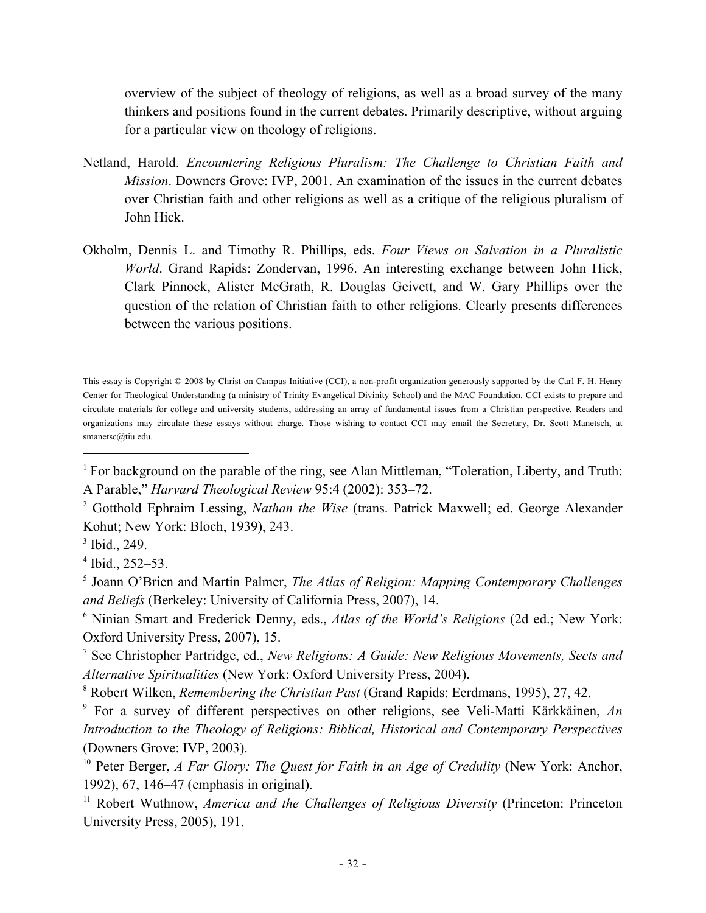overview of the subject of theology of religions, as well as a broad survey of the many thinkers and positions found in the current debates. Primarily descriptive, without arguing for a particular view on theology of religions.

Netland, Harold. *Encountering Religious Pluralism: The Challenge to Christian Faith and Mission*. Downers Grove: IVP, 2001. An examination of the issues in the current debates over Christian faith and other religions as well as a critique of the religious pluralism of John Hick.

Okholm, Dennis L. and Timothy R. Phillips, eds. *Four Views on Salvation in a Pluralistic World*. Grand Rapids: Zondervan, 1996. An interesting exchange between John Hick, Clark Pinnock, Alister McGrath, R. Douglas Geivett, and W. Gary Phillips over the question of the relation of Christian faith to other religions. Clearly presents differences between the various positions.

This essay is Copyright © 2008 by Christ on Campus Initiative (CCI), a non-profit organization generously supported by the Carl F. H. Henry Center for Theological Understanding (a ministry of Trinity Evangelical Divinity School) and the MAC Foundation. CCI exists to prepare and circulate materials for college and university students, addressing an array of fundamental issues from a Christian perspective. Readers and organizations may circulate these essays without charge. Those wishing to contact CCI may email the Secretary, Dr. Scott Manetsch, at smanetsc@tiu.edu.

---

[1] For background on the parable of the ring, see Alan Mittleman, "Toleration, Liberty, and Truth: A Parable," *Harvard Theological Review* 95:4 (2002): 353–72.

[2] Gotthold Ephraim Lessing, *Nathan the Wise* (trans. Patrick Maxwell; ed. George Alexander Kohut; New York: Bloch, 1939), 243.

[3] Ibid., 249.

[4] Ibid., 252–53.

[5] Joann O'Brien and Martin Palmer, *The Atlas of Religion: Mapping Contemporary Challenges and Beliefs* (Berkeley: University of California Press, 2007), 14.

[6] Ninian Smart and Frederick Denny, eds., *Atlas of the World's Religions* (2d ed.; New York: Oxford University Press, 2007), 15.

[7] See Christopher Partridge, ed., *New Religions: A Guide: New Religious Movements, Sects and Alternative Spiritualities* (New York: Oxford University Press, 2004).

[8] Robert Wilken, *Remembering the Christian Past* (Grand Rapids: Eerdmans, 1995), 27, 42.

[9] For a survey of different perspectives on other religions, see Veli-Matti Kärkkäinen, *An Introduction to the Theology of Religions: Biblical, Historical and Contemporary Perspectives* (Downers Grove: IVP, 2003).

[10] Peter Berger, *A Far Glory: The Quest for Faith in an Age of Credulity* (New York: Anchor, 1992), 67, 146–47 (emphasis in original).

[11] Robert Wuthnow, *America and the Challenges of Religious Diversity* (Princeton: Princeton University Press, 2005), 191.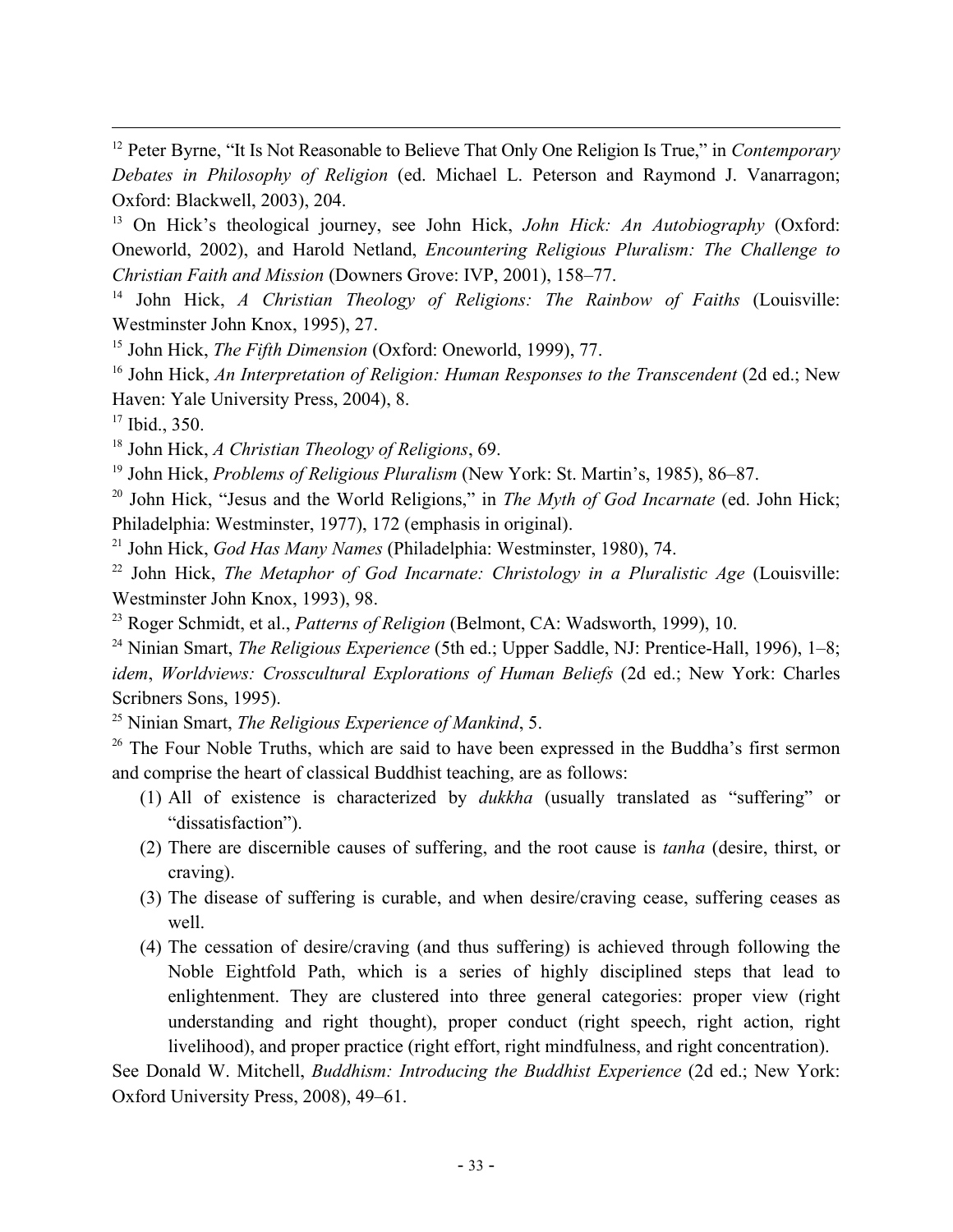[12] Peter Byrne, "It Is Not Reasonable to Believe That Only One Religion Is True," in *Contemporary Debates in Philosophy of Religion* (ed. Michael L. Peterson and Raymond J. Vanarragon; Oxford: Blackwell, 2003), 204.

[13] On Hick's theological journey, see John Hick, *John Hick: An Autobiography* (Oxford: Oneworld, 2002), and Harold Netland, *Encountering Religious Pluralism: The Challenge to Christian Faith and Mission* (Downers Grove: IVP, 2001), 158–77.

[14] John Hick, *A Christian Theology of Religions: The Rainbow of Faiths* (Louisville: Westminster John Knox, 1995), 27.

[15] John Hick, *The Fifth Dimension* (Oxford: Oneworld, 1999), 77.

[16] John Hick, *An Interpretation of Religion: Human Responses to the Transcendent* (2d ed.; New Haven: Yale University Press, 2004), 8.

[17] Ibid., 350.

[18] John Hick, *A Christian Theology of Religions*, 69.

[19] John Hick, *Problems of Religious Pluralism* (New York: St. Martin's, 1985), 86–87.

[20] John Hick, "Jesus and the World Religions," in *The Myth of God Incarnate* (ed. John Hick; Philadelphia: Westminster, 1977), 172 (emphasis in original).

[21] John Hick, *God Has Many Names* (Philadelphia: Westminster, 1980), 74.

[22] John Hick, *The Metaphor of God Incarnate: Christology in a Pluralistic Age* (Louisville: Westminster John Knox, 1993), 98.

[23] Roger Schmidt, et al., *Patterns of Religion* (Belmont, CA: Wadsworth, 1999), 10.

[24] Ninian Smart, *The Religious Experience* (5th ed.; Upper Saddle, NJ: Prentice-Hall, 1996), 1–8; *idem*, *Worldviews: Crosscultural Explorations of Human Beliefs* (2d ed.; New York: Charles Scribners Sons, 1995).

[25] Ninian Smart, *The Religious Experience of Mankind*, 5.

[26] The Four Noble Truths, which are said to have been expressed in the Buddha's first sermon and comprise the heart of classical Buddhist teaching, are as follows:

1. All of existence is characterized by *dukkha* (usually translated as "suffering" or "dissatisfaction").
2. There are discernible causes of suffering, and the root cause is *tanha* (desire, thirst, or craving).
3. The disease of suffering is curable, and when desire/craving cease, suffering ceases as well.
4. The cessation of desire/craving (and thus suffering) is achieved through following the Noble Eightfold Path, which is a series of highly disciplined steps that lead to enlightenment. They are clustered into three general categories: proper view (right understanding and right thought), proper conduct (right speech, right action, right livelihood), and proper practice (right effort, right mindfulness, and right concentration).

See Donald W. Mitchell, *Buddhism: Introducing the Buddhist Experience* (2d ed.; New York: Oxford University Press, 2008), 49–61.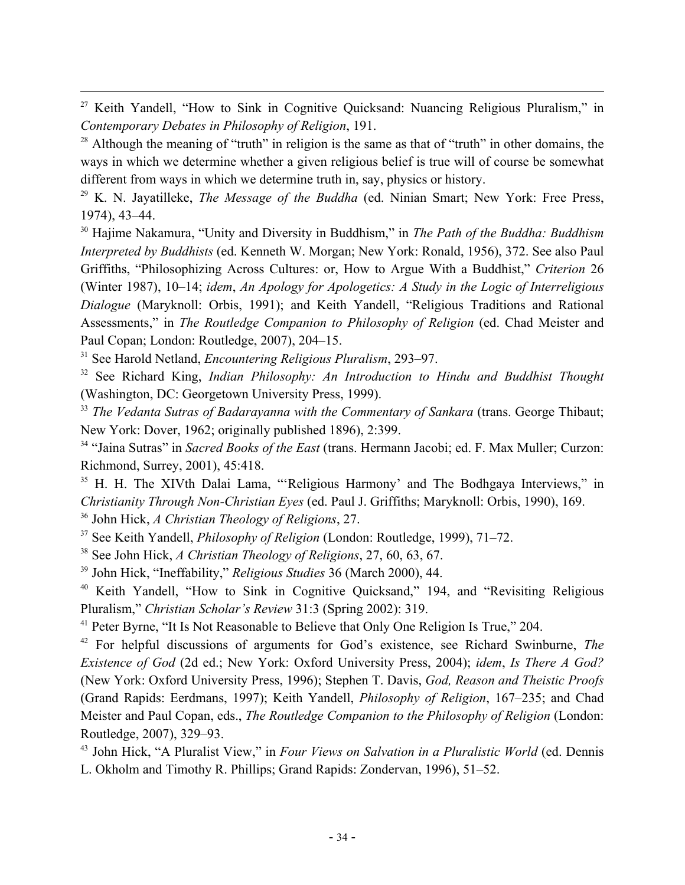[27] Keith Yandell, "How to Sink in Cognitive Quicksand: Nuancing Religious Pluralism," in *Contemporary Debates in Philosophy of Religion*, 191.

[28] Although the meaning of "truth" in religion is the same as that of "truth" in other domains, the ways in which we determine whether a given religious belief is true will of course be somewhat different from ways in which we determine truth in, say, physics or history.

[29] K. N. Jayatilleke, *The Message of the Buddha* (ed. Ninian Smart; New York: Free Press, 1974), 43–44.

[30] Hajime Nakamura, "Unity and Diversity in Buddhism," in *The Path of the Buddha: Buddhism Interpreted by Buddhists* (ed. Kenneth W. Morgan; New York: Ronald, 1956), 372. See also Paul Griffiths, "Philosophizing Across Cultures: or, How to Argue With a Buddhist," *Criterion* 26 (Winter 1987), 10–14; *idem*, *An Apology for Apologetics: A Study in the Logic of Interreligious Dialogue* (Maryknoll: Orbis, 1991); and Keith Yandell, "Religious Traditions and Rational Assessments," in *The Routledge Companion to Philosophy of Religion* (ed. Chad Meister and Paul Copan; London: Routledge, 2007), 204–15.

[31] See Harold Netland, *Encountering Religious Pluralism*, 293–97.

[32] See Richard King, *Indian Philosophy: An Introduction to Hindu and Buddhist Thought* (Washington, DC: Georgetown University Press, 1999).

[33] *The Vedanta Sutras of Badarayanna with the Commentary of Sankara* (trans. George Thibaut; New York: Dover, 1962; originally published 1896), 2:399.

[34] "Jaina Sutras" in *Sacred Books of the East* (trans. Hermann Jacobi; ed. F. Max Muller; Curzon: Richmond, Surrey, 2001), 45:418.

[35] H. H. The XIVth Dalai Lama, "'Religious Harmony' and The Bodhgaya Interviews," in *Christianity Through Non-Christian Eyes* (ed. Paul J. Griffiths; Maryknoll: Orbis, 1990), 169.

[36] John Hick, *A Christian Theology of Religions*, 27.

[37] See Keith Yandell, *Philosophy of Religion* (London: Routledge, 1999), 71–72.

[38] See John Hick, *A Christian Theology of Religions*, 27, 60, 63, 67.

[39] John Hick, "Ineffability," *Religious Studies* 36 (March 2000), 44.

[40] Keith Yandell, "How to Sink in Cognitive Quicksand," 194, and "Revisiting Religious Pluralism," *Christian Scholar's Review* 31:3 (Spring 2002): 319.

[41] Peter Byrne, "It Is Not Reasonable to Believe that Only One Religion Is True," 204.

[42] For helpful discussions of arguments for God's existence, see Richard Swinburne, *The Existence of God* (2d ed.; New York: Oxford University Press, 2004); *idem*, *Is There A God?* (New York: Oxford University Press, 1996); Stephen T. Davis, *God, Reason and Theistic Proofs* (Grand Rapids: Eerdmans, 1997); Keith Yandell, *Philosophy of Religion*, 167–235; and Chad Meister and Paul Copan, eds., *The Routledge Companion to the Philosophy of Religion* (London: Routledge, 2007), 329–93.

[43] John Hick, "A Pluralist View," in *Four Views on Salvation in a Pluralistic World* (ed. Dennis L. Okholm and Timothy R. Phillips; Grand Rapids: Zondervan, 1996), 51–52.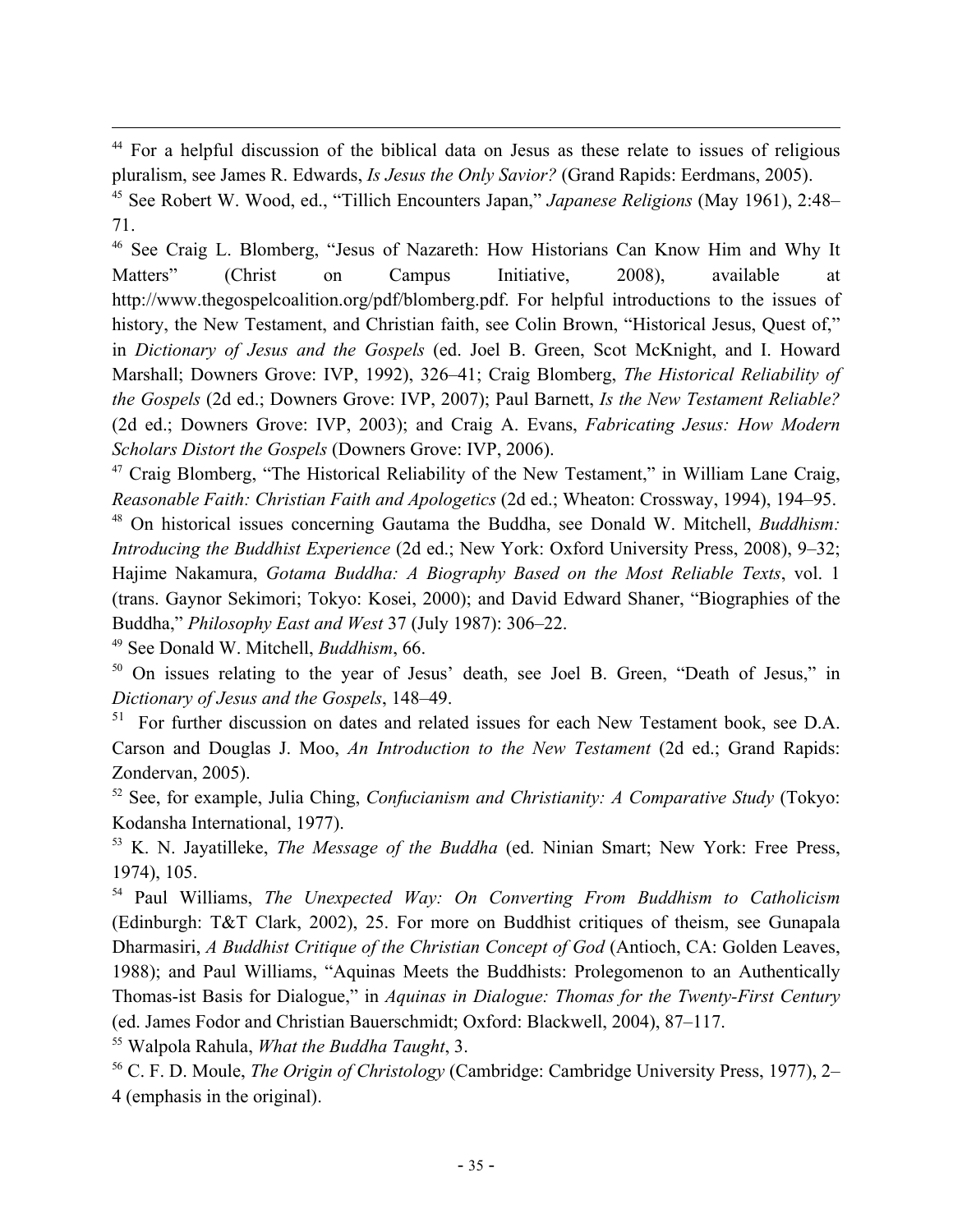[44] For a helpful discussion of the biblical data on Jesus as these relate to issues of religious pluralism, see James R. Edwards, *Is Jesus the Only Savior?* (Grand Rapids: Eerdmans, 2005).

[45] See Robert W. Wood, ed., "Tillich Encounters Japan," *Japanese Religions* (May 1961), 2:48–71.

[46] See Craig L. Blomberg, "Jesus of Nazareth: How Historians Can Know Him and Why It Matters" (Christ on Campus Initiative, 2008), available at http://www.thegospelcoalition.org/pdf/blomberg.pdf. For helpful introductions to the issues of history, the New Testament, and Christian faith, see Colin Brown, "Historical Jesus, Quest of," in *Dictionary of Jesus and the Gospels* (ed. Joel B. Green, Scot McKnight, and I. Howard Marshall; Downers Grove: IVP, 1992), 326–41; Craig Blomberg, *The Historical Reliability of the Gospels* (2d ed.; Downers Grove: IVP, 2007); Paul Barnett, *Is the New Testament Reliable?* (2d ed.; Downers Grove: IVP, 2003); and Craig A. Evans, *Fabricating Jesus: How Modern Scholars Distort the Gospels* (Downers Grove: IVP, 2006).

[47] Craig Blomberg, "The Historical Reliability of the New Testament," in William Lane Craig, *Reasonable Faith: Christian Faith and Apologetics* (2d ed.; Wheaton: Crossway, 1994), 194–95.

[48] On historical issues concerning Gautama the Buddha, see Donald W. Mitchell, *Buddhism: Introducing the Buddhist Experience* (2d ed.; New York: Oxford University Press, 2008), 9–32; Hajime Nakamura, *Gotama Buddha: A Biography Based on the Most Reliable Texts*, vol. 1 (trans. Gaynor Sekimori; Tokyo: Kosei, 2000); and David Edward Shaner, "Biographies of the Buddha," *Philosophy East and West* 37 (July 1987): 306–22.

[49] See Donald W. Mitchell, *Buddhism*, 66.

[50] On issues relating to the year of Jesus' death, see Joel B. Green, "Death of Jesus," in *Dictionary of Jesus and the Gospels*, 148–49.

[51] For further discussion on dates and related issues for each New Testament book, see D.A. Carson and Douglas J. Moo, *An Introduction to the New Testament* (2d ed.; Grand Rapids: Zondervan, 2005).

[52] See, for example, Julia Ching, *Confucianism and Christianity: A Comparative Study* (Tokyo: Kodansha International, 1977).

[53] K. N. Jayatilleke, *The Message of the Buddha* (ed. Ninian Smart; New York: Free Press, 1974), 105.

[54] Paul Williams, *The Unexpected Way: On Converting From Buddhism to Catholicism* (Edinburgh: T&T Clark, 2002), 25. For more on Buddhist critiques of theism, see Gunapala Dharmasiri, *A Buddhist Critique of the Christian Concept of God* (Antioch, CA: Golden Leaves, 1988); and Paul Williams, "Aquinas Meets the Buddhists: Prolegomenon to an Authentically Thomas-ist Basis for Dialogue," in *Aquinas in Dialogue: Thomas for the Twenty-First Century* (ed. James Fodor and Christian Bauerschmidt; Oxford: Blackwell, 2004), 87–117.

[55] Walpola Rahula, *What the Buddha Taught*, 3.

[56] C. F. D. Moule, *The Origin of Christology* (Cambridge: Cambridge University Press, 1977), 2–4 (emphasis in the original).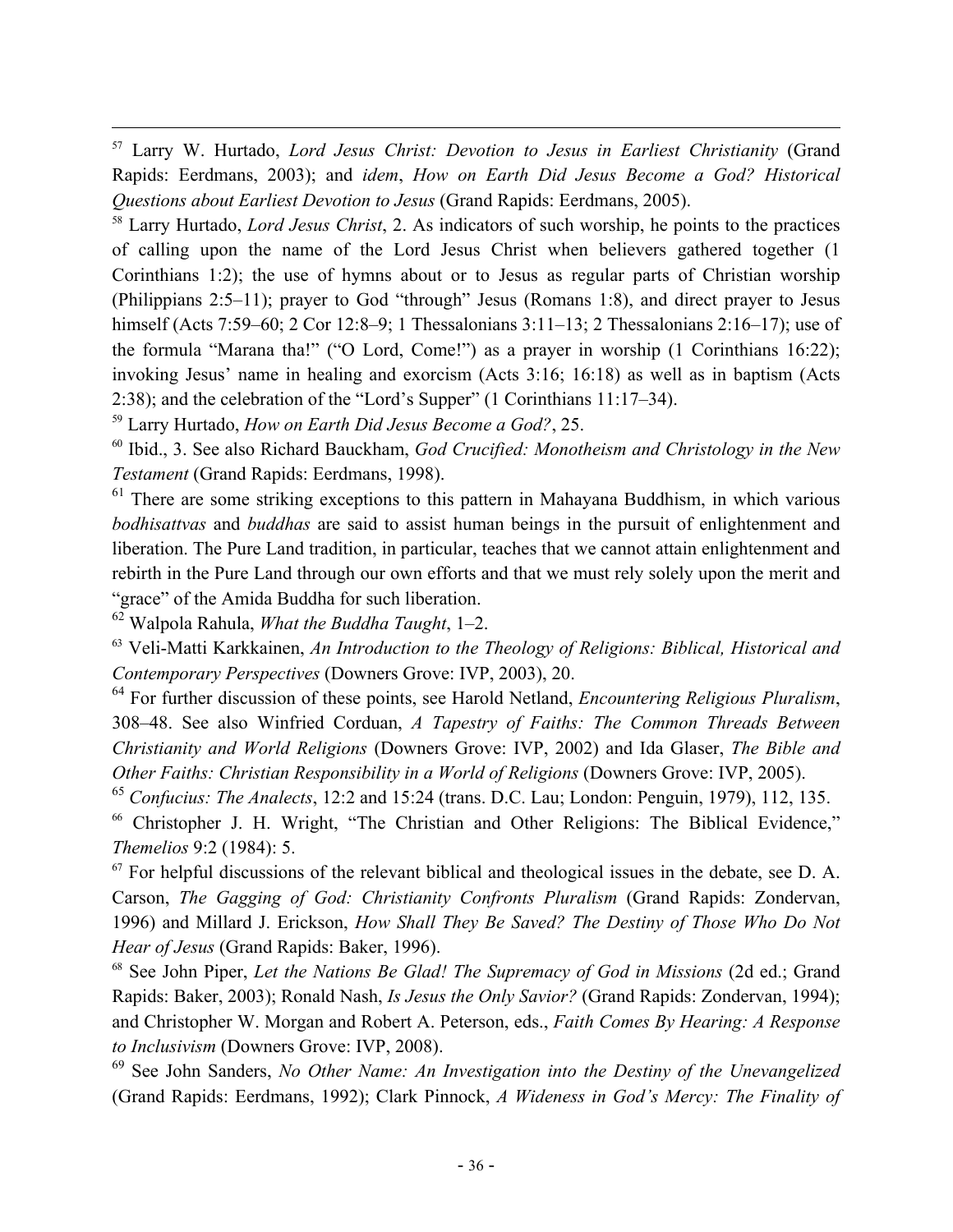[57] Larry W. Hurtado, *Lord Jesus Christ: Devotion to Jesus in Earliest Christianity* (Grand Rapids: Eerdmans, 2003); and *idem*, *How on Earth Did Jesus Become a God? Historical Questions about Earliest Devotion to Jesus* (Grand Rapids: Eerdmans, 2005).

[58] Larry Hurtado, *Lord Jesus Christ*, 2. As indicators of such worship, he points to the practices of calling upon the name of the Lord Jesus Christ when believers gathered together (1 Corinthians 1:2); the use of hymns about or to Jesus as regular parts of Christian worship (Philippians 2:5–11); prayer to God "through" Jesus (Romans 1:8), and direct prayer to Jesus himself (Acts 7:59–60; 2 Cor 12:8–9; 1 Thessalonians 3:11–13; 2 Thessalonians 2:16–17); use of the formula "Marana tha!" ("O Lord, Come!") as a prayer in worship (1 Corinthians 16:22); invoking Jesus' name in healing and exorcism (Acts 3:16; 16:18) as well as in baptism (Acts 2:38); and the celebration of the "Lord's Supper" (1 Corinthians 11:17–34).

[59] Larry Hurtado, *How on Earth Did Jesus Become a God?*, 25.

[60] Ibid., 3. See also Richard Bauckham, *God Crucified: Monotheism and Christology in the New Testament* (Grand Rapids: Eerdmans, 1998).

[61] There are some striking exceptions to this pattern in Mahayana Buddhism, in which various *bodhisattvas* and *buddhas* are said to assist human beings in the pursuit of enlightenment and liberation. The Pure Land tradition, in particular, teaches that we cannot attain enlightenment and rebirth in the Pure Land through our own efforts and that we must rely solely upon the merit and "grace" of the Amida Buddha for such liberation.

[62] Walpola Rahula, *What the Buddha Taught*, 1–2.

[63] Veli-Matti Karkkainen, *An Introduction to the Theology of Religions: Biblical, Historical and Contemporary Perspectives* (Downers Grove: IVP, 2003), 20.

[64] For further discussion of these points, see Harold Netland, *Encountering Religious Pluralism*, 308–48. See also Winfried Corduan, *A Tapestry of Faiths: The Common Threads Between Christianity and World Religions* (Downers Grove: IVP, 2002) and Ida Glaser, *The Bible and Other Faiths: Christian Responsibility in a World of Religions* (Downers Grove: IVP, 2005).

[65] *Confucius: The Analects*, 12:2 and 15:24 (trans. D.C. Lau; London: Penguin, 1979), 112, 135.

[66] Christopher J. H. Wright, "The Christian and Other Religions: The Biblical Evidence," *Themelios* 9:2 (1984): 5.

[67] For helpful discussions of the relevant biblical and theological issues in the debate, see D. A. Carson, *The Gagging of God: Christianity Confronts Pluralism* (Grand Rapids: Zondervan, 1996) and Millard J. Erickson, *How Shall They Be Saved? The Destiny of Those Who Do Not Hear of Jesus* (Grand Rapids: Baker, 1996).

[68] See John Piper, *Let the Nations Be Glad! The Supremacy of God in Missions* (2d ed.; Grand Rapids: Baker, 2003); Ronald Nash, *Is Jesus the Only Savior?* (Grand Rapids: Zondervan, 1994); and Christopher W. Morgan and Robert A. Peterson, eds., *Faith Comes By Hearing: A Response to Inclusivism* (Downers Grove: IVP, 2008).

[69] See John Sanders, *No Other Name: An Investigation into the Destiny of the Unevangelized* (Grand Rapids: Eerdmans, 1992); Clark Pinnock, *A Wideness in God's Mercy: The Finality of*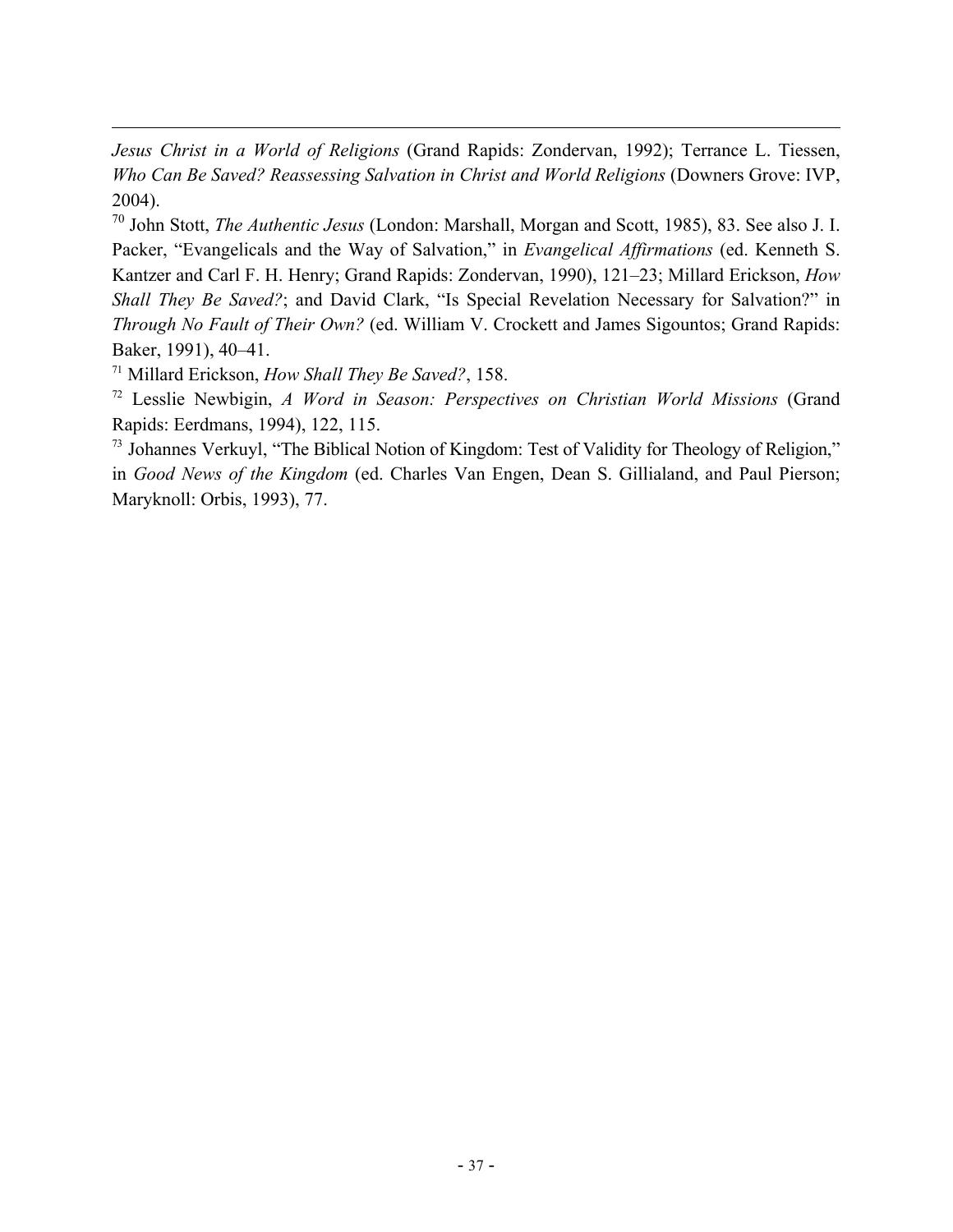*Jesus Christ in a World of Religions* (Grand Rapids: Zondervan, 1992); Terrance L. Tiessen, *Who Can Be Saved? Reassessing Salvation in Christ and World Religions* (Downers Grove: IVP, 2004).

[70] John Stott, *The Authentic Jesus* (London: Marshall, Morgan and Scott, 1985), 83. See also J. I. Packer, "Evangelicals and the Way of Salvation," in *Evangelical Affirmations* (ed. Kenneth S. Kantzer and Carl F. H. Henry; Grand Rapids: Zondervan, 1990), 121–23; Millard Erickson, *How Shall They Be Saved?*; and David Clark, "Is Special Revelation Necessary for Salvation?" in *Through No Fault of Their Own?* (ed. William V. Crockett and James Sigountos; Grand Rapids: Baker, 1991), 40–41.

[71] Millard Erickson, *How Shall They Be Saved?*, 158.

[72] Lesslie Newbigin, *A Word in Season: Perspectives on Christian World Missions* (Grand Rapids: Eerdmans, 1994), 122, 115.

[73] Johannes Verkuyl, "The Biblical Notion of Kingdom: Test of Validity for Theology of Religion," in *Good News of the Kingdom* (ed. Charles Van Engen, Dean S. Gillialand, and Paul Pierson; Maryknoll: Orbis, 1993), 77.